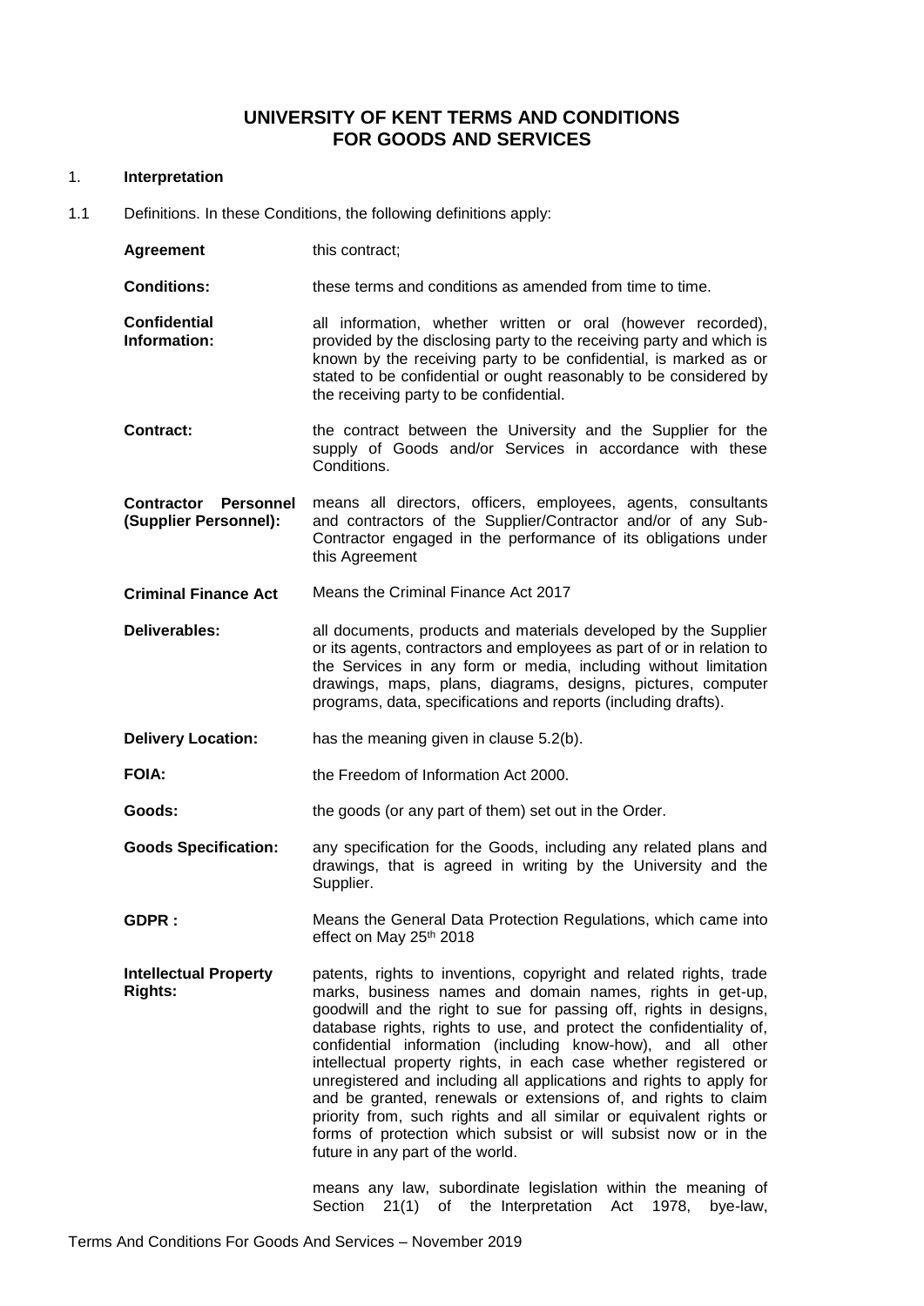# UNIVERSITY OF KENT TERMS AND CONDITIONS FOR GOODS AND SERVICES

1. **Interpretation**

1.1 Definitions. In these Conditions, the following definitions apply:

| | |
|---|---|
| **Agreement** | this contract; |
| **Conditions:** | these terms and conditions as amended from time to time. |
| **Confidential Information:** | all information, whether written or oral (however recorded), provided by the disclosing party to the receiving party and which is known by the receiving party to be confidential, is marked as or stated to be confidential or ought reasonably to be considered by the receiving party to be confidential. |
| **Contract:** | the contract between the University and the Supplier for the supply of Goods and/or Services in accordance with these Conditions. |
| **Contractor Personnel (Supplier Personnel):** | means all directors, officers, employees, agents, consultants and contractors of the Supplier/Contractor and/or of any Sub-Contractor engaged in the performance of its obligations under this Agreement |
| **Criminal Finance Act** | Means the Criminal Finance Act 2017 |
| **Deliverables:** | all documents, products and materials developed by the Supplier or its agents, contractors and employees as part of or in relation to the Services in any form or media, including without limitation drawings, maps, plans, diagrams, designs, pictures, computer programs, data, specifications and reports (including drafts). |
| **Delivery Location:** | has the meaning given in clause 5.2(b). |
| **FOIA:** | the Freedom of Information Act 2000. |
| **Goods:** | the goods (or any part of them) set out in the Order. |
| **Goods Specification:** | any specification for the Goods, including any related plans and drawings, that is agreed in writing by the University and the Supplier. |
| **GDPR :** | Means the General Data Protection Regulations, which came into effect on May 25th 2018 |
| **Intellectual Property Rights:** | patents, rights to inventions, copyright and related rights, trade marks, business names and domain names, rights in get-up, goodwill and the right to sue for passing off, rights in designs, database rights, rights to use, and protect the confidentiality of, confidential information (including know-how), and all other intellectual property rights, in each case whether registered or unregistered and including all applications and rights to apply for and be granted, renewals or extensions of, and rights to claim priority from, such rights and all similar or equivalent rights or forms of protection which subsist or will subsist now or in the future in any part of the world. |
| | means any law, subordinate legislation within the meaning of Section 21(1) of the Interpretation Act 1978, bye-law, |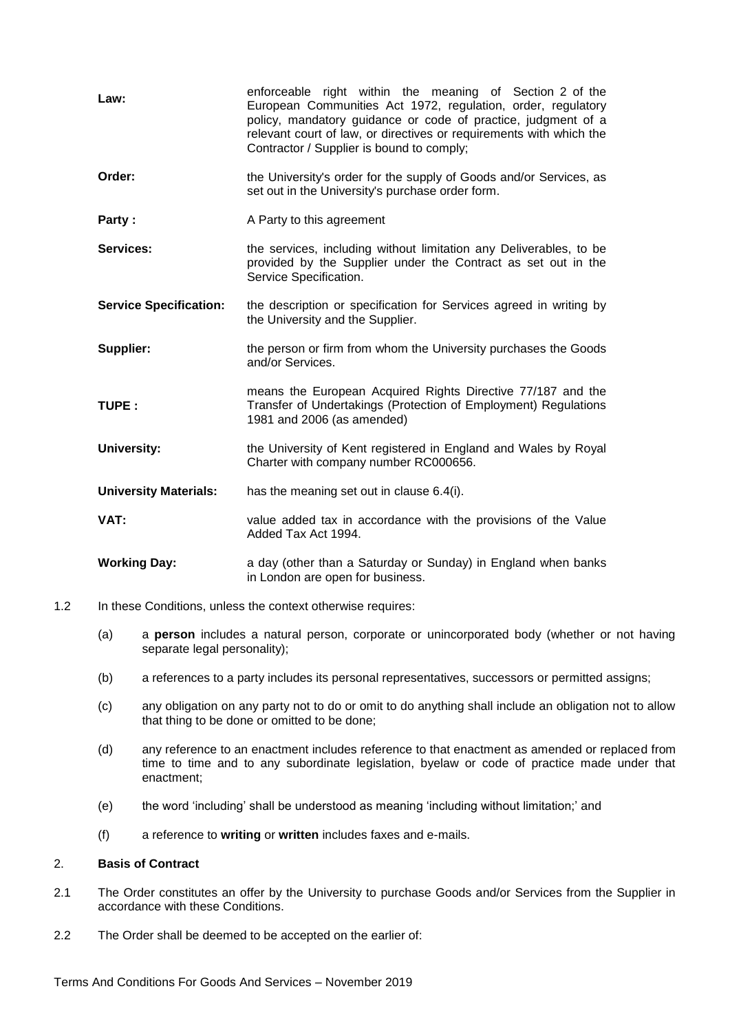| | |
|---|---|
| **Law:** | enforceable right within the meaning of Section 2 of the European Communities Act 1972, regulation, order, regulatory policy, mandatory guidance or code of practice, judgment of a relevant court of law, or directives or requirements with which the Contractor / Supplier is bound to comply; |
| **Order:** | the University's order for the supply of Goods and/or Services, as set out in the University's purchase order form. |
| **Party :** | A Party to this agreement |
| **Services:** | the services, including without limitation any Deliverables, to be provided by the Supplier under the Contract as set out in the Service Specification. |
| **Service Specification:** | the description or specification for Services agreed in writing by the University and the Supplier. |
| **Supplier:** | the person or firm from whom the University purchases the Goods and/or Services. |
| **TUPE :** | means the European Acquired Rights Directive 77/187 and the Transfer of Undertakings (Protection of Employment) Regulations 1981 and 2006 (as amended) |
| **University:** | the University of Kent registered in England and Wales by Royal Charter with company number RC000656. |
| **University Materials:** | has the meaning set out in clause 6.4(i). |
| **VAT:** | value added tax in accordance with the provisions of the Value Added Tax Act 1994. |
| **Working Day:** | a day (other than a Saturday or Sunday) in England when banks in London are open for business. |

1.2 In these Conditions, unless the context otherwise requires:

(a) a **person** includes a natural person, corporate or unincorporated body (whether or not having separate legal personality);

(b) a references to a party includes its personal representatives, successors or permitted assigns;

(c) any obligation on any party not to do or omit to do anything shall include an obligation not to allow that thing to be done or omitted to be done;

(d) any reference to an enactment includes reference to that enactment as amended or replaced from time to time and to any subordinate legislation, byelaw or code of practice made under that enactment;

(e) the word 'including' shall be understood as meaning 'including without limitation;' and

(f) a reference to **writing** or **written** includes faxes and e-mails.

## 2. Basis of Contract

2.1 The Order constitutes an offer by the University to purchase Goods and/or Services from the Supplier in accordance with these Conditions.

2.2 The Order shall be deemed to be accepted on the earlier of: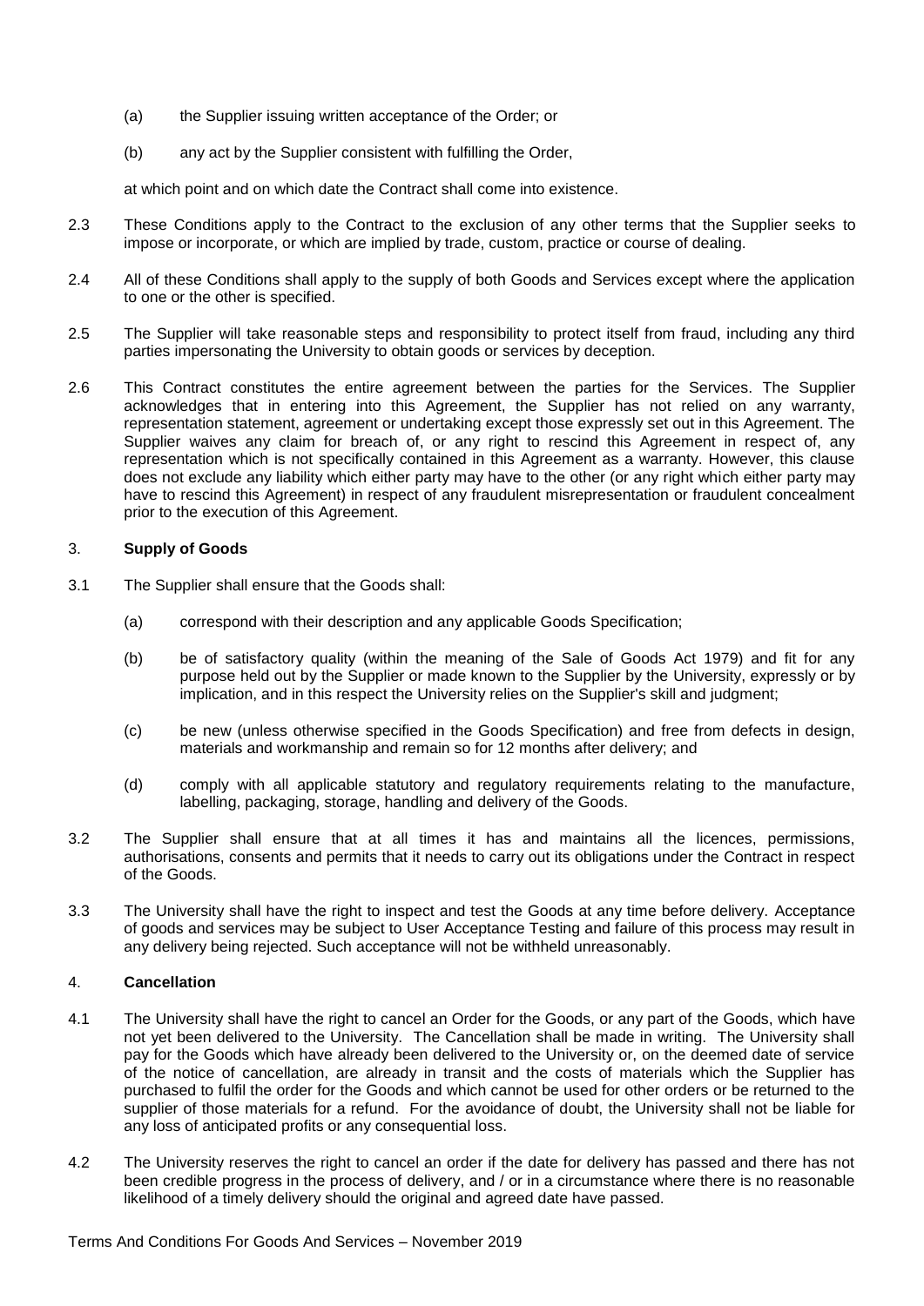(a) the Supplier issuing written acceptance of the Order; or

(b) any act by the Supplier consistent with fulfilling the Order,

at which point and on which date the Contract shall come into existence.

2.3 These Conditions apply to the Contract to the exclusion of any other terms that the Supplier seeks to impose or incorporate, or which are implied by trade, custom, practice or course of dealing.

2.4 All of these Conditions shall apply to the supply of both Goods and Services except where the application to one or the other is specified.

2.5 The Supplier will take reasonable steps and responsibility to protect itself from fraud, including any third parties impersonating the University to obtain goods or services by deception.

2.6 This Contract constitutes the entire agreement between the parties for the Services. The Supplier acknowledges that in entering into this Agreement, the Supplier has not relied on any warranty, representation statement, agreement or undertaking except those expressly set out in this Agreement. The Supplier waives any claim for breach of, or any right to rescind this Agreement in respect of, any representation which is not specifically contained in this Agreement as a warranty. However, this clause does not exclude any liability which either party may have to the other (or any right which either party may have to rescind this Agreement) in respect of any fraudulent misrepresentation or fraudulent concealment prior to the execution of this Agreement.

## 3. **Supply of Goods**

3.1 The Supplier shall ensure that the Goods shall:

(a) correspond with their description and any applicable Goods Specification;

(b) be of satisfactory quality (within the meaning of the Sale of Goods Act 1979) and fit for any purpose held out by the Supplier or made known to the Supplier by the University, expressly or by implication, and in this respect the University relies on the Supplier's skill and judgment;

(c) be new (unless otherwise specified in the Goods Specification) and free from defects in design, materials and workmanship and remain so for 12 months after delivery; and

(d) comply with all applicable statutory and regulatory requirements relating to the manufacture, labelling, packaging, storage, handling and delivery of the Goods.

3.2 The Supplier shall ensure that at all times it has and maintains all the licences, permissions, authorisations, consents and permits that it needs to carry out its obligations under the Contract in respect of the Goods.

3.3 The University shall have the right to inspect and test the Goods at any time before delivery. Acceptance of goods and services may be subject to User Acceptance Testing and failure of this process may result in any delivery being rejected. Such acceptance will not be withheld unreasonably.

## 4. **Cancellation**

4.1 The University shall have the right to cancel an Order for the Goods, or any part of the Goods, which have not yet been delivered to the University. The Cancellation shall be made in writing. The University shall pay for the Goods which have already been delivered to the University or, on the deemed date of service of the notice of cancellation, are already in transit and the costs of materials which the Supplier has purchased to fulfil the order for the Goods and which cannot be used for other orders or be returned to the supplier of those materials for a refund. For the avoidance of doubt, the University shall not be liable for any loss of anticipated profits or any consequential loss.

4.2 The University reserves the right to cancel an order if the date for delivery has passed and there has not been credible progress in the process of delivery, and / or in a circumstance where there is no reasonable likelihood of a timely delivery should the original and agreed date have passed.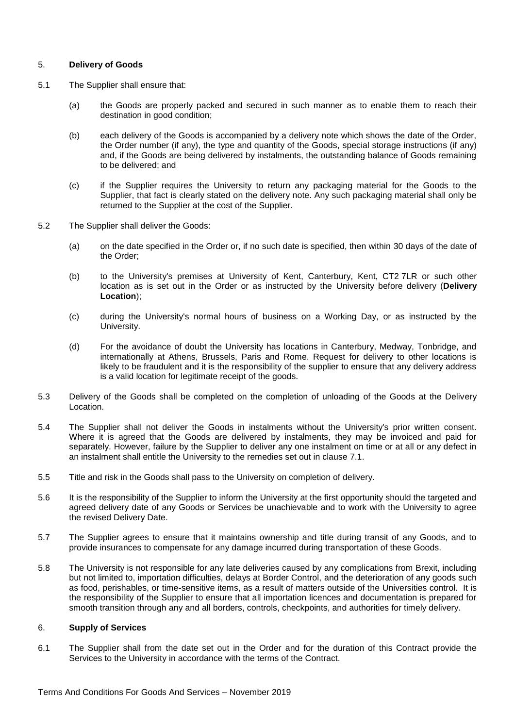## 5. **Delivery of Goods**

5.1 The Supplier shall ensure that:

(a) the Goods are properly packed and secured in such manner as to enable them to reach their destination in good condition;

(b) each delivery of the Goods is accompanied by a delivery note which shows the date of the Order, the Order number (if any), the type and quantity of the Goods, special storage instructions (if any) and, if the Goods are being delivered by instalments, the outstanding balance of Goods remaining to be delivered; and

(c) if the Supplier requires the University to return any packaging material for the Goods to the Supplier, that fact is clearly stated on the delivery note. Any such packaging material shall only be returned to the Supplier at the cost of the Supplier.

5.2 The Supplier shall deliver the Goods:

(a) on the date specified in the Order or, if no such date is specified, then within 30 days of the date of the Order;

(b) to the University's premises at University of Kent, Canterbury, Kent, CT2 7LR or such other location as is set out in the Order or as instructed by the University before delivery (**Delivery Location**);

(c) during the University's normal hours of business on a Working Day, or as instructed by the University.

(d) For the avoidance of doubt the University has locations in Canterbury, Medway, Tonbridge, and internationally at Athens, Brussels, Paris and Rome. Request for delivery to other locations is likely to be fraudulent and it is the responsibility of the supplier to ensure that any delivery address is a valid location for legitimate receipt of the goods.

5.3 Delivery of the Goods shall be completed on the completion of unloading of the Goods at the Delivery Location.

5.4 The Supplier shall not deliver the Goods in instalments without the University's prior written consent. Where it is agreed that the Goods are delivered by instalments, they may be invoiced and paid for separately. However, failure by the Supplier to deliver any one instalment on time or at all or any defect in an instalment shall entitle the University to the remedies set out in clause 7.1.

5.5 Title and risk in the Goods shall pass to the University on completion of delivery.

5.6 It is the responsibility of the Supplier to inform the University at the first opportunity should the targeted and agreed delivery date of any Goods or Services be unachievable and to work with the University to agree the revised Delivery Date.

5.7 The Supplier agrees to ensure that it maintains ownership and title during transit of any Goods, and to provide insurances to compensate for any damage incurred during transportation of these Goods.

5.8 The University is not responsible for any late deliveries caused by any complications from Brexit, including but not limited to, importation difficulties, delays at Border Control, and the deterioration of any goods such as food, perishables, or time-sensitive items, as a result of matters outside of the Universities control. It is the responsibility of the Supplier to ensure that all importation licences and documentation is prepared for smooth transition through any and all borders, controls, checkpoints, and authorities for timely delivery.

## 6. **Supply of Services**

6.1 The Supplier shall from the date set out in the Order and for the duration of this Contract provide the Services to the University in accordance with the terms of the Contract.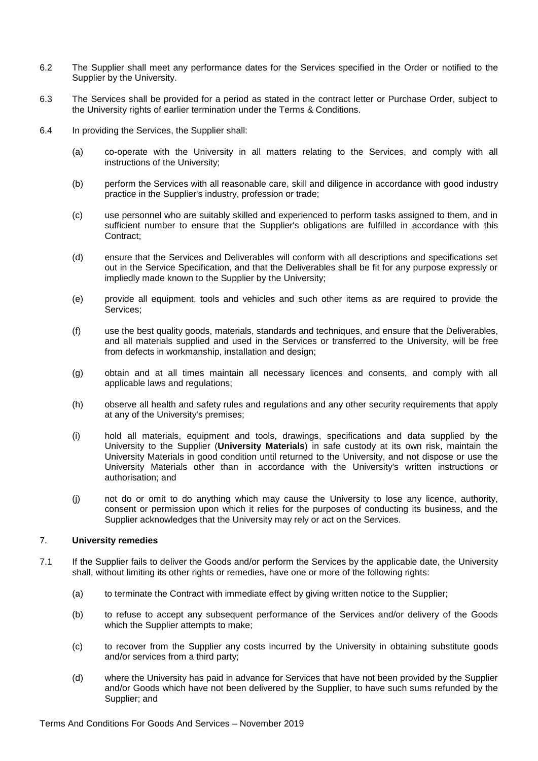6.2 The Supplier shall meet any performance dates for the Services specified in the Order or notified to the Supplier by the University.

6.3 The Services shall be provided for a period as stated in the contract letter or Purchase Order, subject to the University rights of earlier termination under the Terms & Conditions.

6.4 In providing the Services, the Supplier shall:

(a) co-operate with the University in all matters relating to the Services, and comply with all instructions of the University;

(b) perform the Services with all reasonable care, skill and diligence in accordance with good industry practice in the Supplier's industry, profession or trade;

(c) use personnel who are suitably skilled and experienced to perform tasks assigned to them, and in sufficient number to ensure that the Supplier's obligations are fulfilled in accordance with this Contract;

(d) ensure that the Services and Deliverables will conform with all descriptions and specifications set out in the Service Specification, and that the Deliverables shall be fit for any purpose expressly or impliedly made known to the Supplier by the University;

(e) provide all equipment, tools and vehicles and such other items as are required to provide the Services;

(f) use the best quality goods, materials, standards and techniques, and ensure that the Deliverables, and all materials supplied and used in the Services or transferred to the University, will be free from defects in workmanship, installation and design;

(g) obtain and at all times maintain all necessary licences and consents, and comply with all applicable laws and regulations;

(h) observe all health and safety rules and regulations and any other security requirements that apply at any of the University's premises;

(i) hold all materials, equipment and tools, drawings, specifications and data supplied by the University to the Supplier (**University Materials**) in safe custody at its own risk, maintain the University Materials in good condition until returned to the University, and not dispose or use the University Materials other than in accordance with the University's written instructions or authorisation; and

(j) not do or omit to do anything which may cause the University to lose any licence, authority, consent or permission upon which it relies for the purposes of conducting its business, and the Supplier acknowledges that the University may rely or act on the Services.

## 7. **University remedies**

7.1 If the Supplier fails to deliver the Goods and/or perform the Services by the applicable date, the University shall, without limiting its other rights or remedies, have one or more of the following rights:

(a) to terminate the Contract with immediate effect by giving written notice to the Supplier;

(b) to refuse to accept any subsequent performance of the Services and/or delivery of the Goods which the Supplier attempts to make;

(c) to recover from the Supplier any costs incurred by the University in obtaining substitute goods and/or services from a third party;

(d) where the University has paid in advance for Services that have not been provided by the Supplier and/or Goods which have not been delivered by the Supplier, to have such sums refunded by the Supplier; and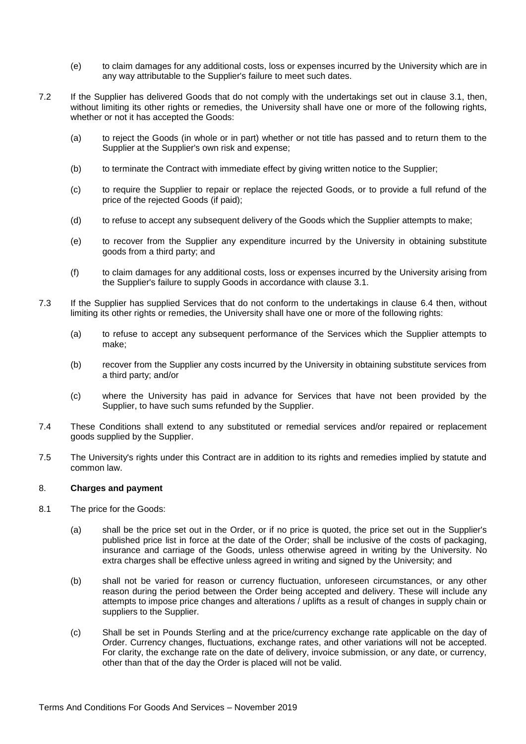(e) to claim damages for any additional costs, loss or expenses incurred by the University which are in any way attributable to the Supplier's failure to meet such dates.

7.2 If the Supplier has delivered Goods that do not comply with the undertakings set out in clause 3.1, then, without limiting its other rights or remedies, the University shall have one or more of the following rights, whether or not it has accepted the Goods:

(a) to reject the Goods (in whole or in part) whether or not title has passed and to return them to the Supplier at the Supplier's own risk and expense;

(b) to terminate the Contract with immediate effect by giving written notice to the Supplier;

(c) to require the Supplier to repair or replace the rejected Goods, or to provide a full refund of the price of the rejected Goods (if paid);

(d) to refuse to accept any subsequent delivery of the Goods which the Supplier attempts to make;

(e) to recover from the Supplier any expenditure incurred by the University in obtaining substitute goods from a third party; and

(f) to claim damages for any additional costs, loss or expenses incurred by the University arising from the Supplier's failure to supply Goods in accordance with clause 3.1.

7.3 If the Supplier has supplied Services that do not conform to the undertakings in clause 6.4 then, without limiting its other rights or remedies, the University shall have one or more of the following rights:

(a) to refuse to accept any subsequent performance of the Services which the Supplier attempts to make;

(b) recover from the Supplier any costs incurred by the University in obtaining substitute services from a third party; and/or

(c) where the University has paid in advance for Services that have not been provided by the Supplier, to have such sums refunded by the Supplier.

7.4 These Conditions shall extend to any substituted or remedial services and/or repaired or replacement goods supplied by the Supplier.

7.5 The University's rights under this Contract are in addition to its rights and remedies implied by statute and common law.

8. **Charges and payment**

8.1 The price for the Goods:

(a) shall be the price set out in the Order, or if no price is quoted, the price set out in the Supplier's published price list in force at the date of the Order; shall be inclusive of the costs of packaging, insurance and carriage of the Goods, unless otherwise agreed in writing by the University. No extra charges shall be effective unless agreed in writing and signed by the University; and

(b) shall not be varied for reason or currency fluctuation, unforeseen circumstances, or any other reason during the period between the Order being accepted and delivery. These will include any attempts to impose price changes and alterations / uplifts as a result of changes in supply chain or suppliers to the Supplier.

(c) Shall be set in Pounds Sterling and at the price/currency exchange rate applicable on the day of Order. Currency changes, fluctuations, exchange rates, and other variations will not be accepted. For clarity, the exchange rate on the date of delivery, invoice submission, or any date, or currency, other than that of the day the Order is placed will not be valid.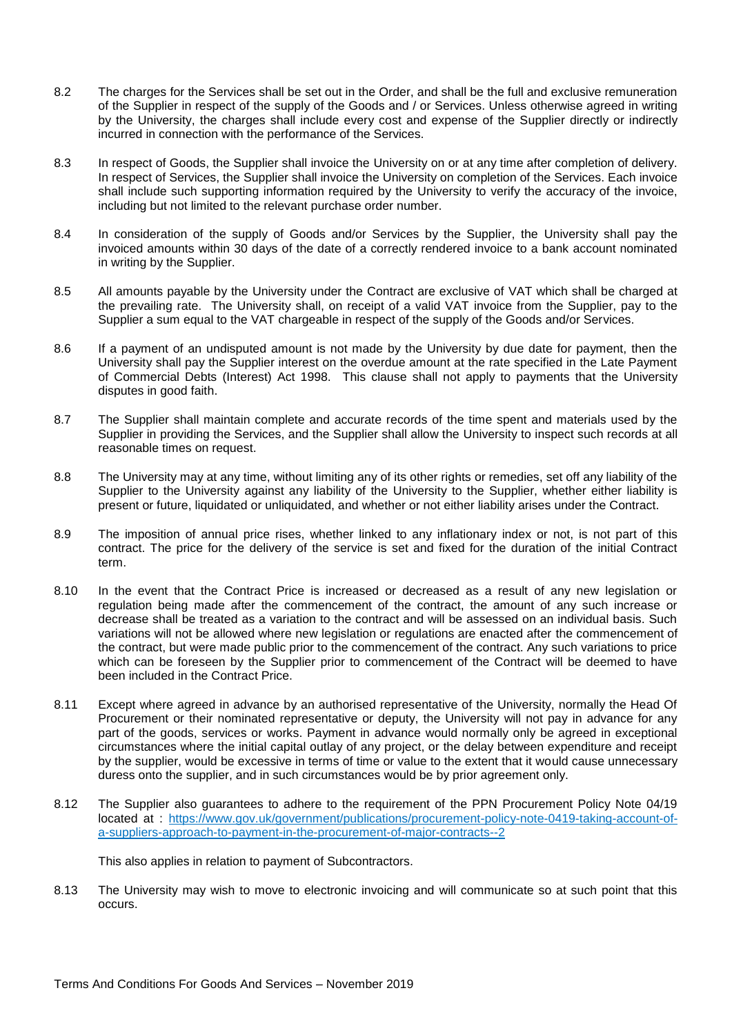8.2 The charges for the Services shall be set out in the Order, and shall be the full and exclusive remuneration of the Supplier in respect of the supply of the Goods and / or Services. Unless otherwise agreed in writing by the University, the charges shall include every cost and expense of the Supplier directly or indirectly incurred in connection with the performance of the Services.

8.3 In respect of Goods, the Supplier shall invoice the University on or at any time after completion of delivery. In respect of Services, the Supplier shall invoice the University on completion of the Services. Each invoice shall include such supporting information required by the University to verify the accuracy of the invoice, including but not limited to the relevant purchase order number.

8.4 In consideration of the supply of Goods and/or Services by the Supplier, the University shall pay the invoiced amounts within 30 days of the date of a correctly rendered invoice to a bank account nominated in writing by the Supplier.

8.5 All amounts payable by the University under the Contract are exclusive of VAT which shall be charged at the prevailing rate. The University shall, on receipt of a valid VAT invoice from the Supplier, pay to the Supplier a sum equal to the VAT chargeable in respect of the supply of the Goods and/or Services.

8.6 If a payment of an undisputed amount is not made by the University by due date for payment, then the University shall pay the Supplier interest on the overdue amount at the rate specified in the Late Payment of Commercial Debts (Interest) Act 1998. This clause shall not apply to payments that the University disputes in good faith.

8.7 The Supplier shall maintain complete and accurate records of the time spent and materials used by the Supplier in providing the Services, and the Supplier shall allow the University to inspect such records at all reasonable times on request.

8.8 The University may at any time, without limiting any of its other rights or remedies, set off any liability of the Supplier to the University against any liability of the University to the Supplier, whether either liability is present or future, liquidated or unliquidated, and whether or not either liability arises under the Contract.

8.9 The imposition of annual price rises, whether linked to any inflationary index or not, is not part of this contract. The price for the delivery of the service is set and fixed for the duration of the initial Contract term.

8.10 In the event that the Contract Price is increased or decreased as a result of any new legislation or regulation being made after the commencement of the contract, the amount of any such increase or decrease shall be treated as a variation to the contract and will be assessed on an individual basis. Such variations will not be allowed where new legislation or regulations are enacted after the commencement of the contract, but were made public prior to the commencement of the contract. Any such variations to price which can be foreseen by the Supplier prior to commencement of the Contract will be deemed to have been included in the Contract Price.

8.11 Except where agreed in advance by an authorised representative of the University, normally the Head Of Procurement or their nominated representative or deputy, the University will not pay in advance for any part of the goods, services or works. Payment in advance would normally only be agreed in exceptional circumstances where the initial capital outlay of any project, or the delay between expenditure and receipt by the supplier, would be excessive in terms of time or value to the extent that it would cause unnecessary duress onto the supplier, and in such circumstances would be by prior agreement only.

8.12 The Supplier also guarantees to adhere to the requirement of the PPN Procurement Policy Note 04/19 located at : [https://www.gov.uk/government/publications/procurement-policy-note-0419-taking-account-of-a-suppliers-approach-to-payment-in-the-procurement-of-major-contracts--2](https://www.gov.uk/government/publications/procurement-policy-note-0419-taking-account-of-a-suppliers-approach-to-payment-in-the-procurement-of-major-contracts--2)

This also applies in relation to payment of Subcontractors.

8.13 The University may wish to move to electronic invoicing and will communicate so at such point that this occurs.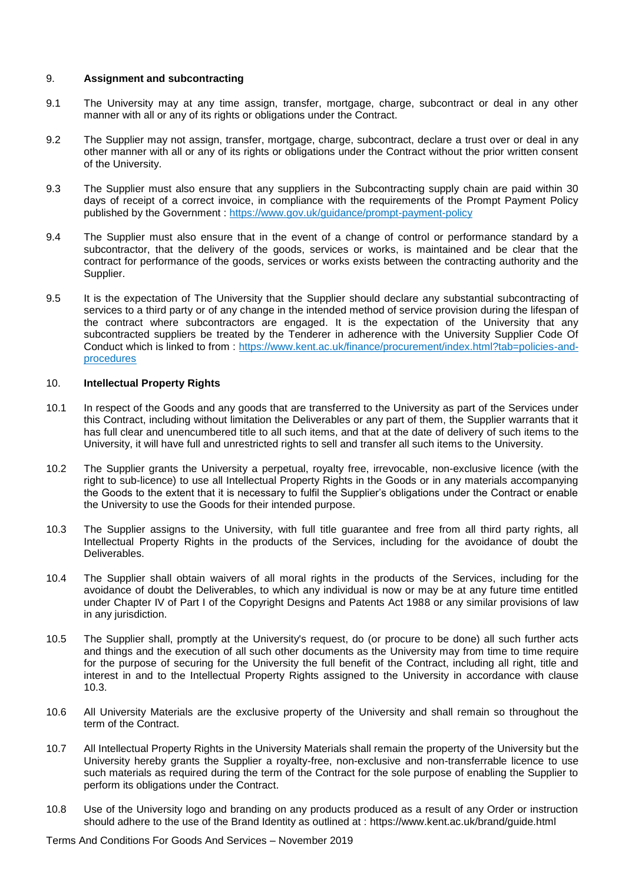## 9. **Assignment and subcontracting**

9.1 The University may at any time assign, transfer, mortgage, charge, subcontract or deal in any other manner with all or any of its rights or obligations under the Contract.

9.2 The Supplier may not assign, transfer, mortgage, charge, subcontract, declare a trust over or deal in any other manner with all or any of its rights or obligations under the Contract without the prior written consent of the University.

9.3 The Supplier must also ensure that any suppliers in the Subcontracting supply chain are paid within 30 days of receipt of a correct invoice, in compliance with the requirements of the Prompt Payment Policy published by the Government : [https://www.gov.uk/guidance/prompt-payment-policy](https://www.gov.uk/guidance/prompt-payment-policy)

9.4 The Supplier must also ensure that in the event of a change of control or performance standard by a subcontractor, that the delivery of the goods, services or works, is maintained and be clear that the contract for performance of the goods, services or works exists between the contracting authority and the Supplier.

9.5 It is the expectation of The University that the Supplier should declare any substantial subcontracting of services to a third party or of any change in the intended method of service provision during the lifespan of the contract where subcontractors are engaged. It is the expectation of the University that any subcontracted suppliers be treated by the Tenderer in adherence with the University Supplier Code Of Conduct which is linked to from : [https://www.kent.ac.uk/finance/procurement/index.html?tab=policies-and-procedures](https://www.kent.ac.uk/finance/procurement/index.html?tab=policies-and-procedures)

## 10. **Intellectual Property Rights**

10.1 In respect of the Goods and any goods that are transferred to the University as part of the Services under this Contract, including without limitation the Deliverables or any part of them, the Supplier warrants that it has full clear and unencumbered title to all such items, and that at the date of delivery of such items to the University, it will have full and unrestricted rights to sell and transfer all such items to the University.

10.2 The Supplier grants the University a perpetual, royalty free, irrevocable, non-exclusive licence (with the right to sub-licence) to use all Intellectual Property Rights in the Goods or in any materials accompanying the Goods to the extent that it is necessary to fulfil the Supplier's obligations under the Contract or enable the University to use the Goods for their intended purpose.

10.3 The Supplier assigns to the University, with full title guarantee and free from all third party rights, all Intellectual Property Rights in the products of the Services, including for the avoidance of doubt the Deliverables.

10.4 The Supplier shall obtain waivers of all moral rights in the products of the Services, including for the avoidance of doubt the Deliverables, to which any individual is now or may be at any future time entitled under Chapter IV of Part I of the Copyright Designs and Patents Act 1988 or any similar provisions of law in any jurisdiction.

10.5 The Supplier shall, promptly at the University's request, do (or procure to be done) all such further acts and things and the execution of all such other documents as the University may from time to time require for the purpose of securing for the University the full benefit of the Contract, including all right, title and interest in and to the Intellectual Property Rights assigned to the University in accordance with clause 10.3.

10.6 All University Materials are the exclusive property of the University and shall remain so throughout the term of the Contract.

10.7 All Intellectual Property Rights in the University Materials shall remain the property of the University but the University hereby grants the Supplier a royalty-free, non-exclusive and non-transferrable licence to use such materials as required during the term of the Contract for the sole purpose of enabling the Supplier to perform its obligations under the Contract.

10.8 Use of the University logo and branding on any products produced as a result of any Order or instruction should adhere to the use of the Brand Identity as outlined at : https://www.kent.ac.uk/brand/guide.html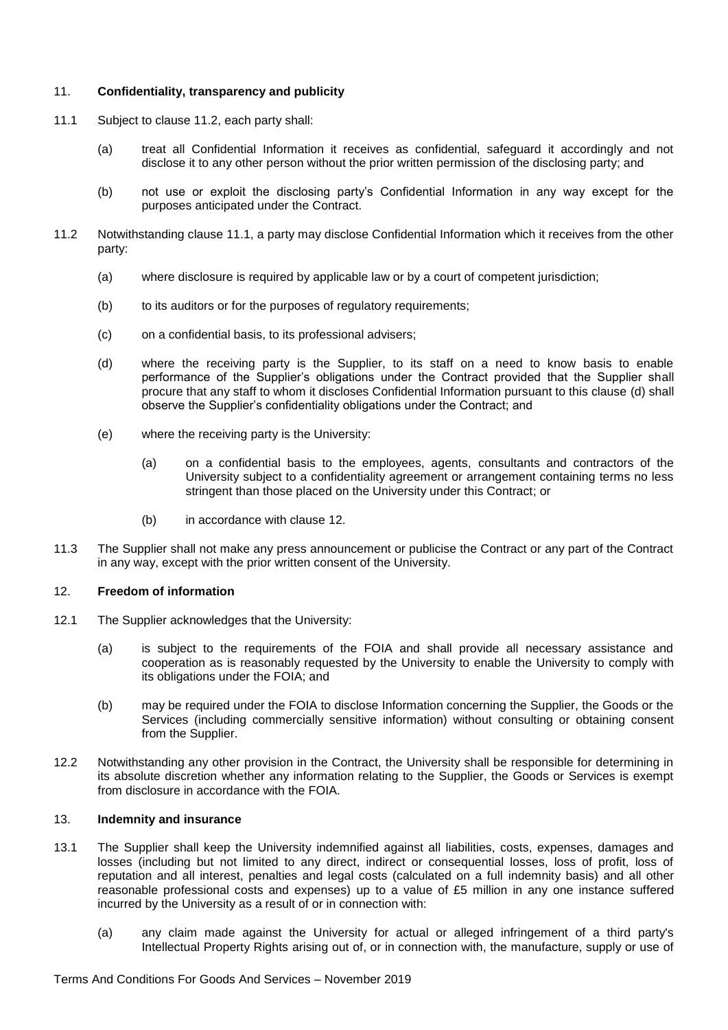11. **Confidentiality, transparency and publicity**

11.1 Subject to clause 11.2, each party shall:

(a) treat all Confidential Information it receives as confidential, safeguard it accordingly and not disclose it to any other person without the prior written permission of the disclosing party; and

(b) not use or exploit the disclosing party's Confidential Information in any way except for the purposes anticipated under the Contract.

11.2 Notwithstanding clause 11.1, a party may disclose Confidential Information which it receives from the other party:

(a) where disclosure is required by applicable law or by a court of competent jurisdiction;

(b) to its auditors or for the purposes of regulatory requirements;

(c) on a confidential basis, to its professional advisers;

(d) where the receiving party is the Supplier, to its staff on a need to know basis to enable performance of the Supplier's obligations under the Contract provided that the Supplier shall procure that any staff to whom it discloses Confidential Information pursuant to this clause (d) shall observe the Supplier's confidentiality obligations under the Contract; and

(e) where the receiving party is the University:

(a) on a confidential basis to the employees, agents, consultants and contractors of the University subject to a confidentiality agreement or arrangement containing terms no less stringent than those placed on the University under this Contract; or

(b) in accordance with clause 12.

11.3 The Supplier shall not make any press announcement or publicise the Contract or any part of the Contract in any way, except with the prior written consent of the University.

12. **Freedom of information**

12.1 The Supplier acknowledges that the University:

(a) is subject to the requirements of the FOIA and shall provide all necessary assistance and cooperation as is reasonably requested by the University to enable the University to comply with its obligations under the FOIA; and

(b) may be required under the FOIA to disclose Information concerning the Supplier, the Goods or the Services (including commercially sensitive information) without consulting or obtaining consent from the Supplier.

12.2 Notwithstanding any other provision in the Contract, the University shall be responsible for determining in its absolute discretion whether any information relating to the Supplier, the Goods or Services is exempt from disclosure in accordance with the FOIA.

13. **Indemnity and insurance**

13.1 The Supplier shall keep the University indemnified against all liabilities, costs, expenses, damages and losses (including but not limited to any direct, indirect or consequential losses, loss of profit, loss of reputation and all interest, penalties and legal costs (calculated on a full indemnity basis) and all other reasonable professional costs and expenses) up to a value of £5 million in any one instance suffered incurred by the University as a result of or in connection with:

(a) any claim made against the University for actual or alleged infringement of a third party's Intellectual Property Rights arising out of, or in connection with, the manufacture, supply or use of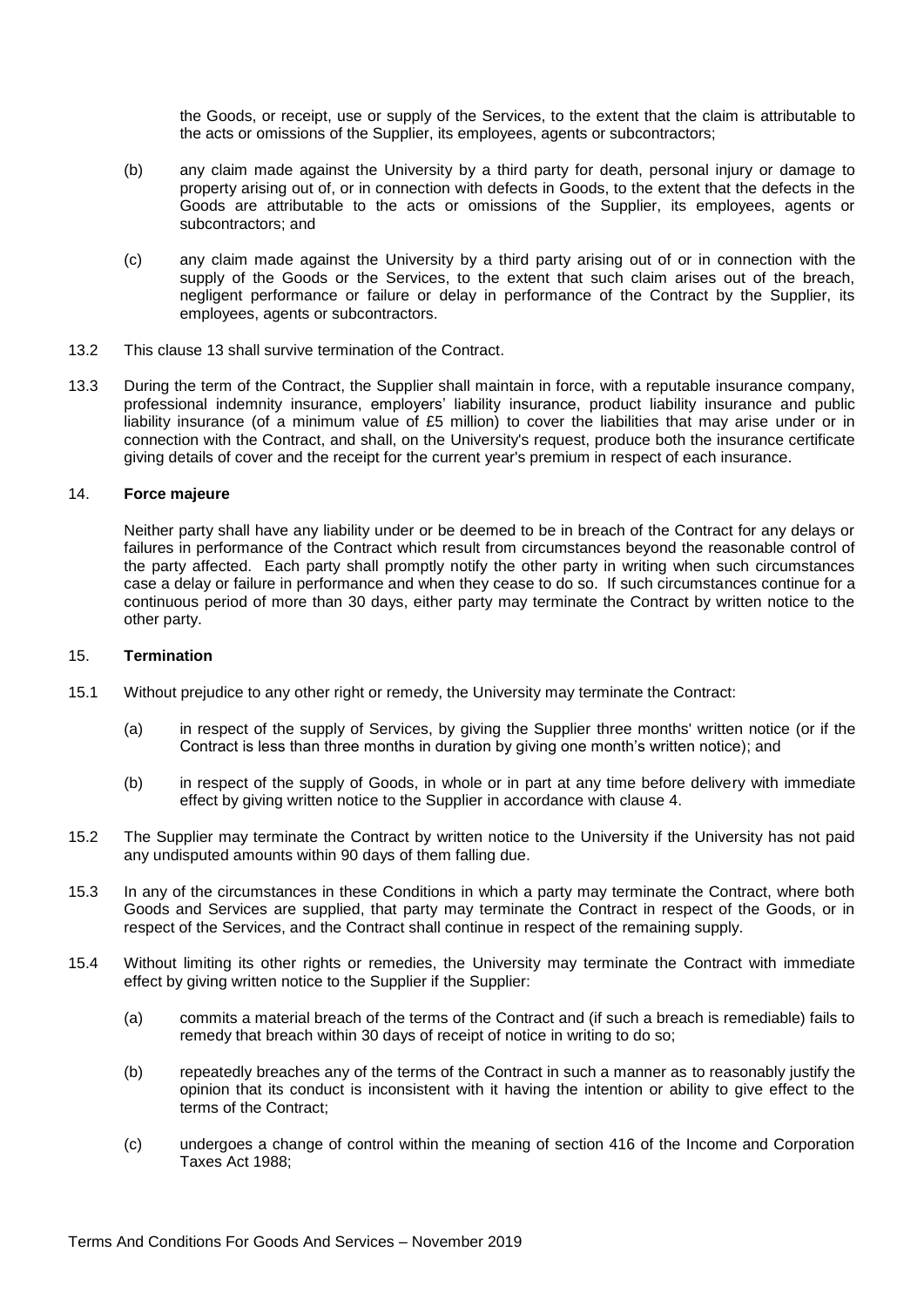the Goods, or receipt, use or supply of the Services, to the extent that the claim is attributable to the acts or omissions of the Supplier, its employees, agents or subcontractors;

(b) any claim made against the University by a third party for death, personal injury or damage to property arising out of, or in connection with defects in Goods, to the extent that the defects in the Goods are attributable to the acts or omissions of the Supplier, its employees, agents or subcontractors; and

(c) any claim made against the University by a third party arising out of or in connection with the supply of the Goods or the Services, to the extent that such claim arises out of the breach, negligent performance or failure or delay in performance of the Contract by the Supplier, its employees, agents or subcontractors.

13.2 This clause 13 shall survive termination of the Contract.

13.3 During the term of the Contract, the Supplier shall maintain in force, with a reputable insurance company, professional indemnity insurance, employers' liability insurance, product liability insurance and public liability insurance (of a minimum value of £5 million) to cover the liabilities that may arise under or in connection with the Contract, and shall, on the University's request, produce both the insurance certificate giving details of cover and the receipt for the current year's premium in respect of each insurance.

## 14. **Force majeure**

Neither party shall have any liability under or be deemed to be in breach of the Contract for any delays or failures in performance of the Contract which result from circumstances beyond the reasonable control of the party affected. Each party shall promptly notify the other party in writing when such circumstances case a delay or failure in performance and when they cease to do so. If such circumstances continue for a continuous period of more than 30 days, either party may terminate the Contract by written notice to the other party.

## 15. **Termination**

15.1 Without prejudice to any other right or remedy, the University may terminate the Contract:

(a) in respect of the supply of Services, by giving the Supplier three months' written notice (or if the Contract is less than three months in duration by giving one month's written notice); and

(b) in respect of the supply of Goods, in whole or in part at any time before delivery with immediate effect by giving written notice to the Supplier in accordance with clause 4.

15.2 The Supplier may terminate the Contract by written notice to the University if the University has not paid any undisputed amounts within 90 days of them falling due.

15.3 In any of the circumstances in these Conditions in which a party may terminate the Contract, where both Goods and Services are supplied, that party may terminate the Contract in respect of the Goods, or in respect of the Services, and the Contract shall continue in respect of the remaining supply.

15.4 Without limiting its other rights or remedies, the University may terminate the Contract with immediate effect by giving written notice to the Supplier if the Supplier:

(a) commits a material breach of the terms of the Contract and (if such a breach is remediable) fails to remedy that breach within 30 days of receipt of notice in writing to do so;

(b) repeatedly breaches any of the terms of the Contract in such a manner as to reasonably justify the opinion that its conduct is inconsistent with it having the intention or ability to give effect to the terms of the Contract;

(c) undergoes a change of control within the meaning of section 416 of the Income and Corporation Taxes Act 1988;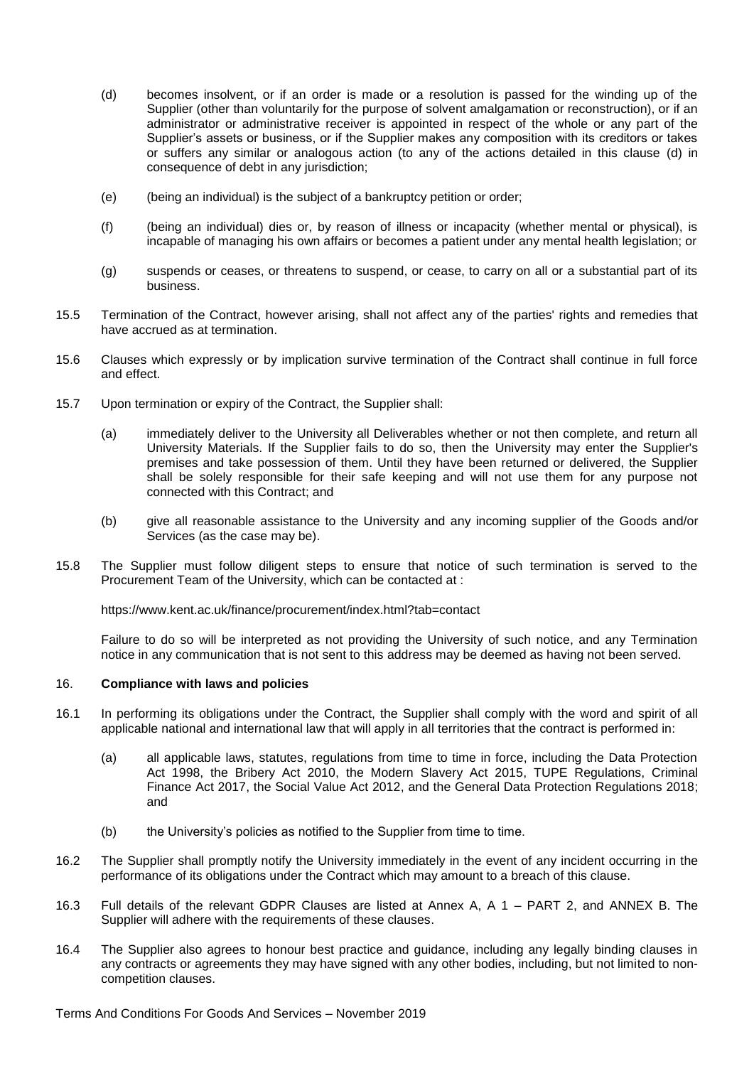(d) becomes insolvent, or if an order is made or a resolution is passed for the winding up of the Supplier (other than voluntarily for the purpose of solvent amalgamation or reconstruction), or if an administrator or administrative receiver is appointed in respect of the whole or any part of the Supplier's assets or business, or if the Supplier makes any composition with its creditors or takes or suffers any similar or analogous action (to any of the actions detailed in this clause (d) in consequence of debt in any jurisdiction;

(e) (being an individual) is the subject of a bankruptcy petition or order;

(f) (being an individual) dies or, by reason of illness or incapacity (whether mental or physical), is incapable of managing his own affairs or becomes a patient under any mental health legislation; or

(g) suspends or ceases, or threatens to suspend, or cease, to carry on all or a substantial part of its business.

15.5 Termination of the Contract, however arising, shall not affect any of the parties' rights and remedies that have accrued as at termination.

15.6 Clauses which expressly or by implication survive termination of the Contract shall continue in full force and effect.

15.7 Upon termination or expiry of the Contract, the Supplier shall:

(a) immediately deliver to the University all Deliverables whether or not then complete, and return all University Materials. If the Supplier fails to do so, then the University may enter the Supplier's premises and take possession of them. Until they have been returned or delivered, the Supplier shall be solely responsible for their safe keeping and will not use them for any purpose not connected with this Contract; and

(b) give all reasonable assistance to the University and any incoming supplier of the Goods and/or Services (as the case may be).

15.8 The Supplier must follow diligent steps to ensure that notice of such termination is served to the Procurement Team of the University, which can be contacted at :

https://www.kent.ac.uk/finance/procurement/index.html?tab=contact

Failure to do so will be interpreted as not providing the University of such notice, and any Termination notice in any communication that is not sent to this address may be deemed as having not been served.

16. **Compliance with laws and policies**

16.1 In performing its obligations under the Contract, the Supplier shall comply with the word and spirit of all applicable national and international law that will apply in all territories that the contract is performed in:

(a) all applicable laws, statutes, regulations from time to time in force, including the Data Protection Act 1998, the Bribery Act 2010, the Modern Slavery Act 2015, TUPE Regulations, Criminal Finance Act 2017, the Social Value Act 2012, and the General Data Protection Regulations 2018; and

(b) the University's policies as notified to the Supplier from time to time.

16.2 The Supplier shall promptly notify the University immediately in the event of any incident occurring in the performance of its obligations under the Contract which may amount to a breach of this clause.

16.3 Full details of the relevant GDPR Clauses are listed at Annex A, A 1 – PART 2, and ANNEX B. The Supplier will adhere with the requirements of these clauses.

16.4 The Supplier also agrees to honour best practice and guidance, including any legally binding clauses in any contracts or agreements they may have signed with any other bodies, including, but not limited to non-competition clauses.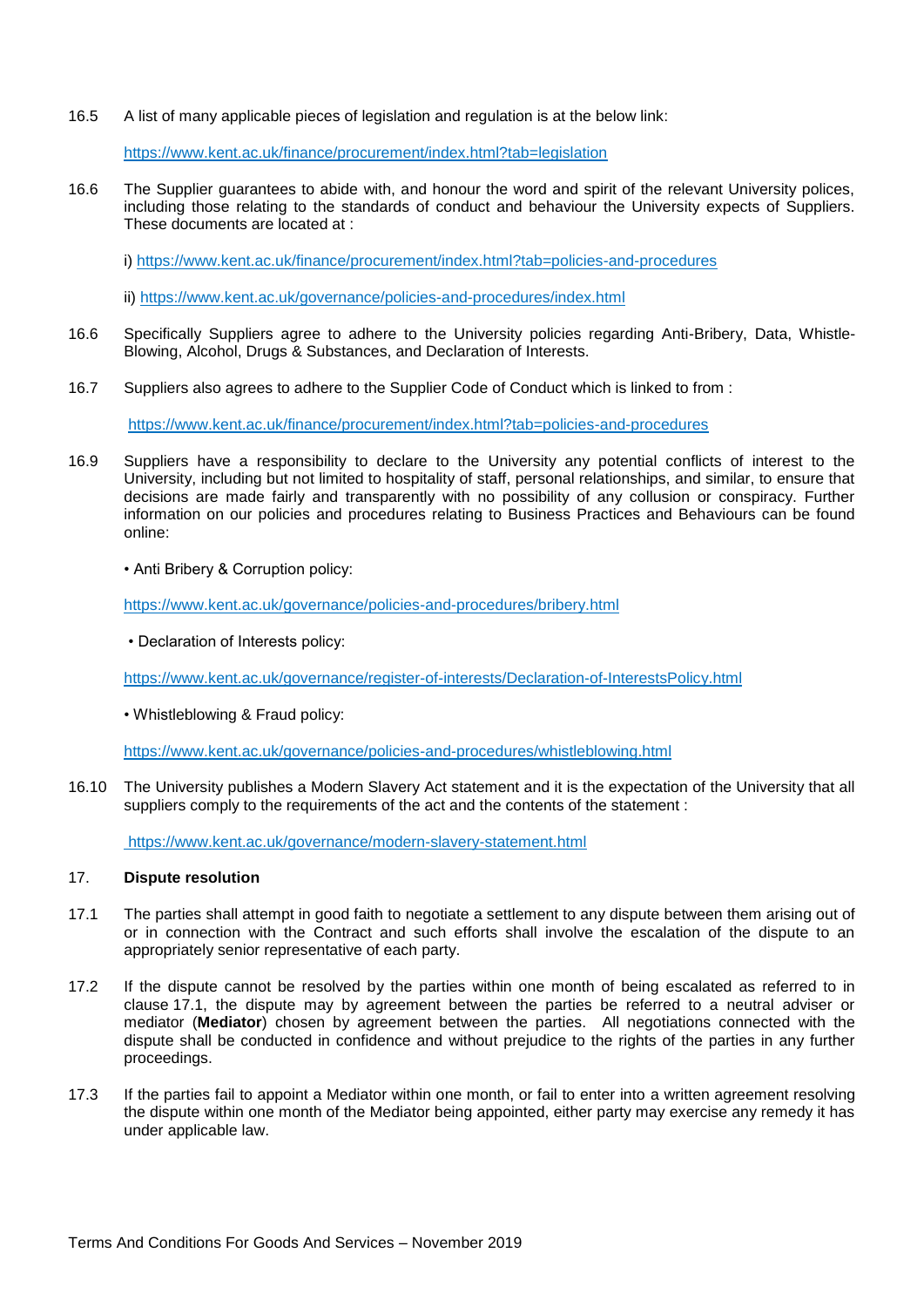16.5 A list of many applicable pieces of legislation and regulation is at the below link:

https://www.kent.ac.uk/finance/procurement/index.html?tab=legislation

16.6 The Supplier guarantees to abide with, and honour the word and spirit of the relevant University polices, including those relating to the standards of conduct and behaviour the University expects of Suppliers. These documents are located at :

i) https://www.kent.ac.uk/finance/procurement/index.html?tab=policies-and-procedures

ii) https://www.kent.ac.uk/governance/policies-and-procedures/index.html

16.6 Specifically Suppliers agree to adhere to the University policies regarding Anti-Bribery, Data, Whistle-Blowing, Alcohol, Drugs & Substances, and Declaration of Interests.

16.7 Suppliers also agrees to adhere to the Supplier Code of Conduct which is linked to from :

https://www.kent.ac.uk/finance/procurement/index.html?tab=policies-and-procedures

16.9 Suppliers have a responsibility to declare to the University any potential conflicts of interest to the University, including but not limited to hospitality of staff, personal relationships, and similar, to ensure that decisions are made fairly and transparently with no possibility of any collusion or conspiracy. Further information on our policies and procedures relating to Business Practices and Behaviours can be found online:

• Anti Bribery & Corruption policy:

https://www.kent.ac.uk/governance/policies-and-procedures/bribery.html

• Declaration of Interests policy:

https://www.kent.ac.uk/governance/register-of-interests/Declaration-of-InterestsPolicy.html

• Whistleblowing & Fraud policy:

https://www.kent.ac.uk/governance/policies-and-procedures/whistleblowing.html

16.10 The University publishes a Modern Slavery Act statement and it is the expectation of the University that all suppliers comply to the requirements of the act and the contents of the statement :

https://www.kent.ac.uk/governance/modern-slavery-statement.html

## 17. Dispute resolution

17.1 The parties shall attempt in good faith to negotiate a settlement to any dispute between them arising out of or in connection with the Contract and such efforts shall involve the escalation of the dispute to an appropriately senior representative of each party.

17.2 If the dispute cannot be resolved by the parties within one month of being escalated as referred to in clause 17.1, the dispute may by agreement between the parties be referred to a neutral adviser or mediator (**Mediator**) chosen by agreement between the parties. All negotiations connected with the dispute shall be conducted in confidence and without prejudice to the rights of the parties in any further proceedings.

17.3 If the parties fail to appoint a Mediator within one month, or fail to enter into a written agreement resolving the dispute within one month of the Mediator being appointed, either party may exercise any remedy it has under applicable law.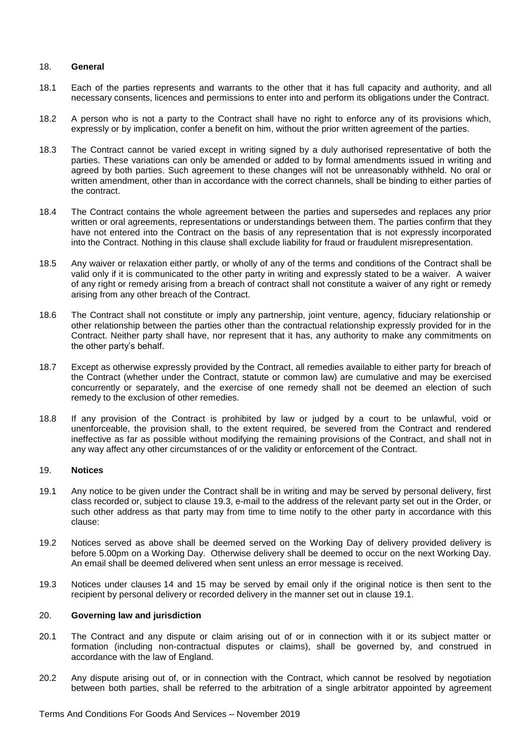## 18. General

18.1 Each of the parties represents and warrants to the other that it has full capacity and authority, and all necessary consents, licences and permissions to enter into and perform its obligations under the Contract.

18.2 A person who is not a party to the Contract shall have no right to enforce any of its provisions which, expressly or by implication, confer a benefit on him, without the prior written agreement of the parties.

18.3 The Contract cannot be varied except in writing signed by a duly authorised representative of both the parties. These variations can only be amended or added to by formal amendments issued in writing and agreed by both parties. Such agreement to these changes will not be unreasonably withheld. No oral or written amendment, other than in accordance with the correct channels, shall be binding to either parties of the contract.

18.4 The Contract contains the whole agreement between the parties and supersedes and replaces any prior written or oral agreements, representations or understandings between them. The parties confirm that they have not entered into the Contract on the basis of any representation that is not expressly incorporated into the Contract. Nothing in this clause shall exclude liability for fraud or fraudulent misrepresentation.

18.5 Any waiver or relaxation either partly, or wholly of any of the terms and conditions of the Contract shall be valid only if it is communicated to the other party in writing and expressly stated to be a waiver. A waiver of any right or remedy arising from a breach of contract shall not constitute a waiver of any right or remedy arising from any other breach of the Contract.

18.6 The Contract shall not constitute or imply any partnership, joint venture, agency, fiduciary relationship or other relationship between the parties other than the contractual relationship expressly provided for in the Contract. Neither party shall have, nor represent that it has, any authority to make any commitments on the other party's behalf.

18.7 Except as otherwise expressly provided by the Contract, all remedies available to either party for breach of the Contract (whether under the Contract, statute or common law) are cumulative and may be exercised concurrently or separately, and the exercise of one remedy shall not be deemed an election of such remedy to the exclusion of other remedies.

18.8 If any provision of the Contract is prohibited by law or judged by a court to be unlawful, void or unenforceable, the provision shall, to the extent required, be severed from the Contract and rendered ineffective as far as possible without modifying the remaining provisions of the Contract, and shall not in any way affect any other circumstances of or the validity or enforcement of the Contract.

## 19. Notices

19.1 Any notice to be given under the Contract shall be in writing and may be served by personal delivery, first class recorded or, subject to clause 19.3, e-mail to the address of the relevant party set out in the Order, or such other address as that party may from time to time notify to the other party in accordance with this clause:

19.2 Notices served as above shall be deemed served on the Working Day of delivery provided delivery is before 5.00pm on a Working Day. Otherwise delivery shall be deemed to occur on the next Working Day. An email shall be deemed delivered when sent unless an error message is received.

19.3 Notices under clauses 14 and 15 may be served by email only if the original notice is then sent to the recipient by personal delivery or recorded delivery in the manner set out in clause 19.1.

## 20. Governing law and jurisdiction

20.1 The Contract and any dispute or claim arising out of or in connection with it or its subject matter or formation (including non-contractual disputes or claims), shall be governed by, and construed in accordance with the law of England.

20.2 Any dispute arising out of, or in connection with the Contract, which cannot be resolved by negotiation between both parties, shall be referred to the arbitration of a single arbitrator appointed by agreement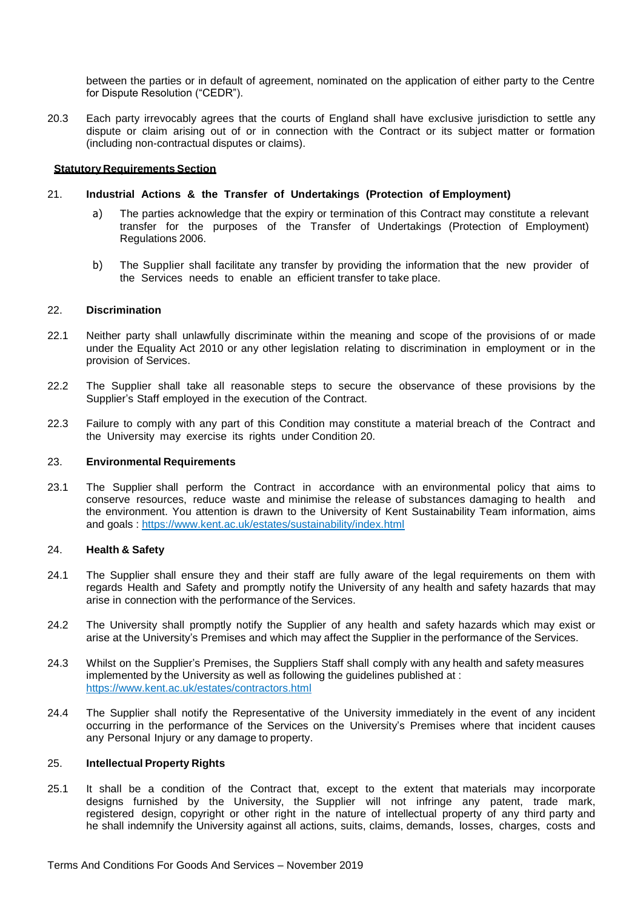between the parties or in default of agreement, nominated on the application of either party to the Centre for Dispute Resolution ("CEDR").

20.3 Each party irrevocably agrees that the courts of England shall have exclusive jurisdiction to settle any dispute or claim arising out of or in connection with the Contract or its subject matter or formation (including non-contractual disputes or claims).

**Statutory Requirements Section**

21. **Industrial Actions & the Transfer of Undertakings (Protection of Employment)**

a) The parties acknowledge that the expiry or termination of this Contract may constitute a relevant transfer for the purposes of the Transfer of Undertakings (Protection of Employment) Regulations 2006.

b) The Supplier shall facilitate any transfer by providing the information that the new provider of the Services needs to enable an efficient transfer to take place.

22. **Discrimination**

22.1 Neither party shall unlawfully discriminate within the meaning and scope of the provisions of or made under the Equality Act 2010 or any other legislation relating to discrimination in employment or in the provision of Services.

22.2 The Supplier shall take all reasonable steps to secure the observance of these provisions by the Supplier's Staff employed in the execution of the Contract.

22.3 Failure to comply with any part of this Condition may constitute a material breach of the Contract and the University may exercise its rights under Condition 20.

23. **Environmental Requirements**

23.1 The Supplier shall perform the Contract in accordance with an environmental policy that aims to conserve resources, reduce waste and minimise the release of substances damaging to health and the environment. You attention is drawn to the University of Kent Sustainability Team information, aims and goals : https://www.kent.ac.uk/estates/sustainability/index.html

24. **Health & Safety**

24.1 The Supplier shall ensure they and their staff are fully aware of the legal requirements on them with regards Health and Safety and promptly notify the University of any health and safety hazards that may arise in connection with the performance of the Services.

24.2 The University shall promptly notify the Supplier of any health and safety hazards which may exist or arise at the University's Premises and which may affect the Supplier in the performance of the Services.

24.3 Whilst on the Supplier's Premises, the Suppliers Staff shall comply with any health and safety measures implemented by the University as well as following the guidelines published at : https://www.kent.ac.uk/estates/contractors.html

24.4 The Supplier shall notify the Representative of the University immediately in the event of any incident occurring in the performance of the Services on the University's Premises where that incident causes any Personal Injury or any damage to property.

25. **Intellectual Property Rights**

25.1 It shall be a condition of the Contract that, except to the extent that materials may incorporate designs furnished by the University, the Supplier will not infringe any patent, trade mark, registered design, copyright or other right in the nature of intellectual property of any third party and he shall indemnify the University against all actions, suits, claims, demands, losses, charges, costs and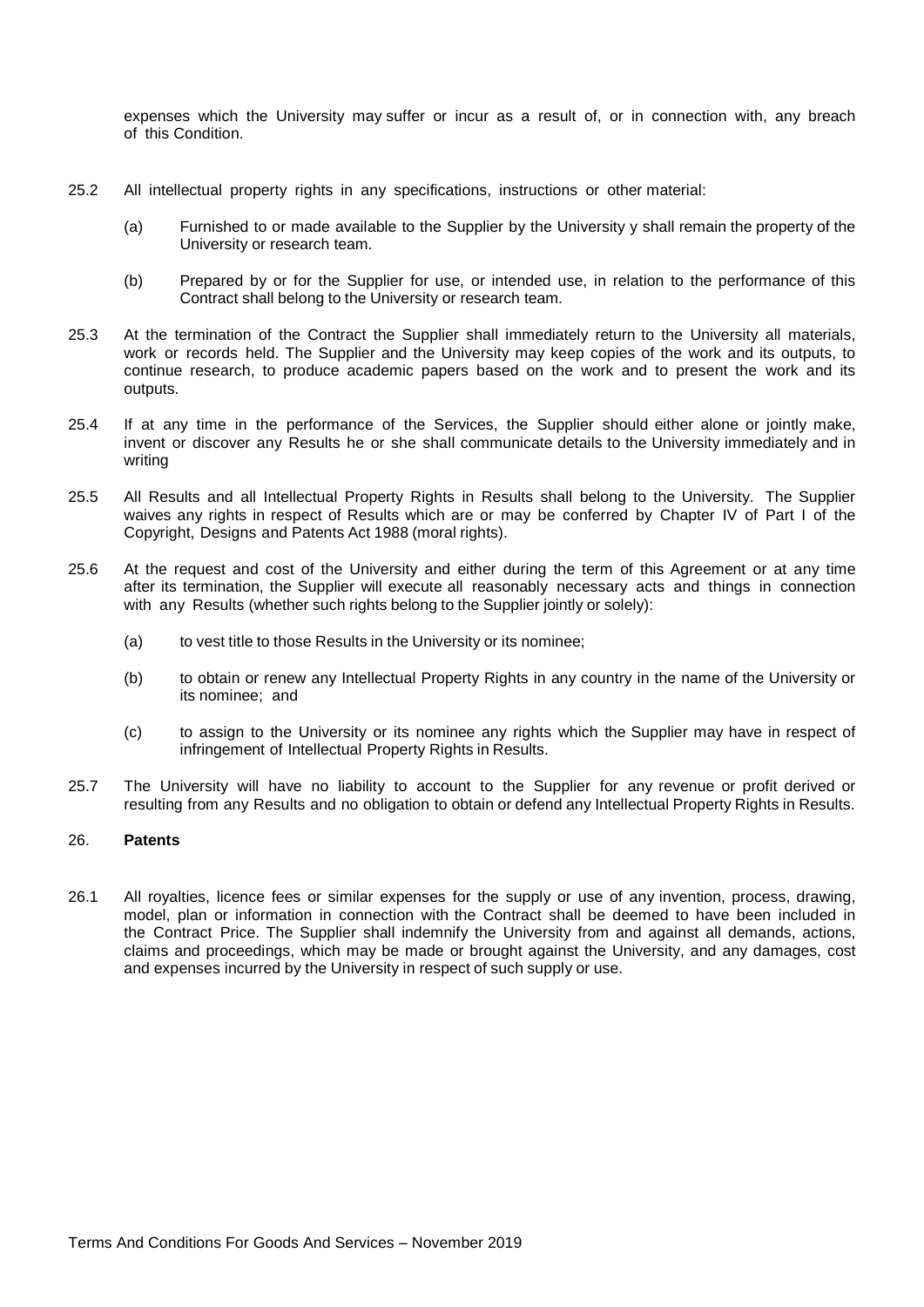expenses which the University may suffer or incur as a result of, or in connection with, any breach of this Condition.

25.2 All intellectual property rights in any specifications, instructions or other material:

(a) Furnished to or made available to the Supplier by the University y shall remain the property of the University or research team.

(b) Prepared by or for the Supplier for use, or intended use, in relation to the performance of this Contract shall belong to the University or research team.

25.3 At the termination of the Contract the Supplier shall immediately return to the University all materials, work or records held. The Supplier and the University may keep copies of the work and its outputs, to continue research, to produce academic papers based on the work and to present the work and its outputs.

25.4 If at any time in the performance of the Services, the Supplier should either alone or jointly make, invent or discover any Results he or she shall communicate details to the University immediately and in writing

25.5 All Results and all Intellectual Property Rights in Results shall belong to the University. The Supplier waives any rights in respect of Results which are or may be conferred by Chapter IV of Part I of the Copyright, Designs and Patents Act 1988 (moral rights).

25.6 At the request and cost of the University and either during the term of this Agreement or at any time after its termination, the Supplier will execute all reasonably necessary acts and things in connection with any Results (whether such rights belong to the Supplier jointly or solely):

(a) to vest title to those Results in the University or its nominee;

(b) to obtain or renew any Intellectual Property Rights in any country in the name of the University or its nominee; and

(c) to assign to the University or its nominee any rights which the Supplier may have in respect of infringement of Intellectual Property Rights in Results.

25.7 The University will have no liability to account to the Supplier for any revenue or profit derived or resulting from any Results and no obligation to obtain or defend any Intellectual Property Rights in Results.

## 26. **Patents**

26.1 All royalties, licence fees or similar expenses for the supply or use of any invention, process, drawing, model, plan or information in connection with the Contract shall be deemed to have been included in the Contract Price. The Supplier shall indemnify the University from and against all demands, actions, claims and proceedings, which may be made or brought against the University, and any damages, cost and expenses incurred by the University in respect of such supply or use.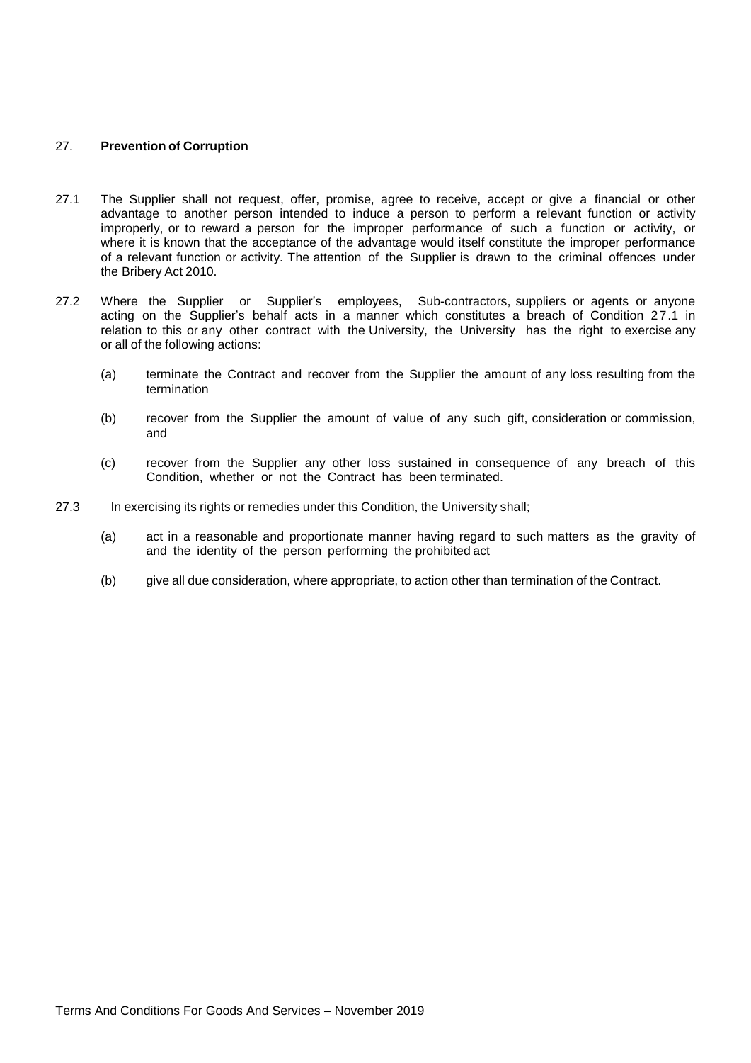## 27. **Prevention of Corruption**

27.1 The Supplier shall not request, offer, promise, agree to receive, accept or give a financial or other advantage to another person intended to induce a person to perform a relevant function or activity improperly, or to reward a person for the improper performance of such a function or activity, or where it is known that the acceptance of the advantage would itself constitute the improper performance of a relevant function or activity. The attention of the Supplier is drawn to the criminal offences under the Bribery Act 2010.

27.2 Where the Supplier or Supplier's employees, Sub-contractors, suppliers or agents or anyone acting on the Supplier's behalf acts in a manner which constitutes a breach of Condition 27.1 in relation to this or any other contract with the University, the University has the right to exercise any or all of the following actions:

(a) terminate the Contract and recover from the Supplier the amount of any loss resulting from the termination

(b) recover from the Supplier the amount of value of any such gift, consideration or commission, and

(c) recover from the Supplier any other loss sustained in consequence of any breach of this Condition, whether or not the Contract has been terminated.

27.3 In exercising its rights or remedies under this Condition, the University shall;

(a) act in a reasonable and proportionate manner having regard to such matters as the gravity of and the identity of the person performing the prohibited act

(b) give all due consideration, where appropriate, to action other than termination of the Contract.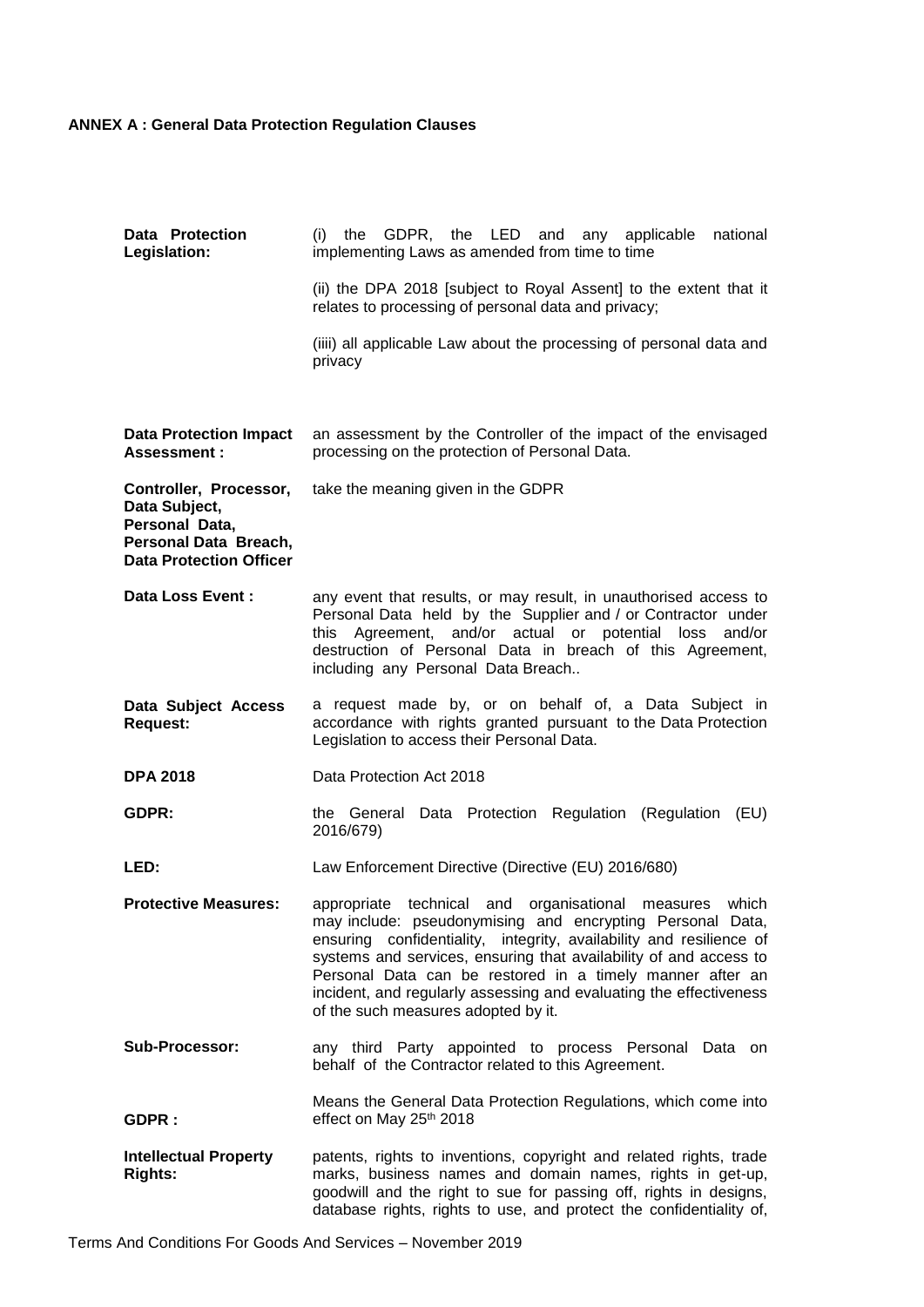**ANNEX A : General Data Protection Regulation Clauses**

| | |
|---|---|
| **Data Protection Legislation:** | (i) the GDPR, the LED and any applicable national implementing Laws as amended from time to time<br><br>(ii) the DPA 2018 [subject to Royal Assent] to the extent that it relates to processing of personal data and privacy;<br><br>(iiii) all applicable Law about the processing of personal data and privacy |
| **Data Protection Impact Assessment :** | an assessment by the Controller of the impact of the envisaged processing on the protection of Personal Data. |
| **Controller, Processor, Data Subject, Personal Data, Personal Data Breach, Data Protection Officer** | take the meaning given in the GDPR |
| **Data Loss Event :** | any event that results, or may result, in unauthorised access to Personal Data held by the Supplier and / or Contractor under this Agreement, and/or actual or potential loss and/or destruction of Personal Data in breach of this Agreement, including any Personal Data Breach.. |
| **Data Subject Access Request:** | a request made by, or on behalf of, a Data Subject in accordance with rights granted pursuant to the Data Protection Legislation to access their Personal Data. |
| **DPA 2018** | Data Protection Act 2018 |
| **GDPR:** | the General Data Protection Regulation (Regulation (EU) 2016/679) |
| **LED:** | Law Enforcement Directive (Directive (EU) 2016/680) |
| **Protective Measures:** | appropriate technical and organisational measures which may include: pseudonymising and encrypting Personal Data, ensuring confidentiality, integrity, availability and resilience of systems and services, ensuring that availability of and access to Personal Data can be restored in a timely manner after an incident, and regularly assessing and evaluating the effectiveness of the such measures adopted by it. |
| **Sub-Processor:** | any third Party appointed to process Personal Data on behalf of the Contractor related to this Agreement. |
| **GDPR :** | Means the General Data Protection Regulations, which come into effect on May 25th 2018 |
| **Intellectual Property Rights:** | patents, rights to inventions, copyright and related rights, trade marks, business names and domain names, rights in get-up, goodwill and the right to sue for passing off, rights in designs, database rights, rights to use, and protect the confidentiality of, |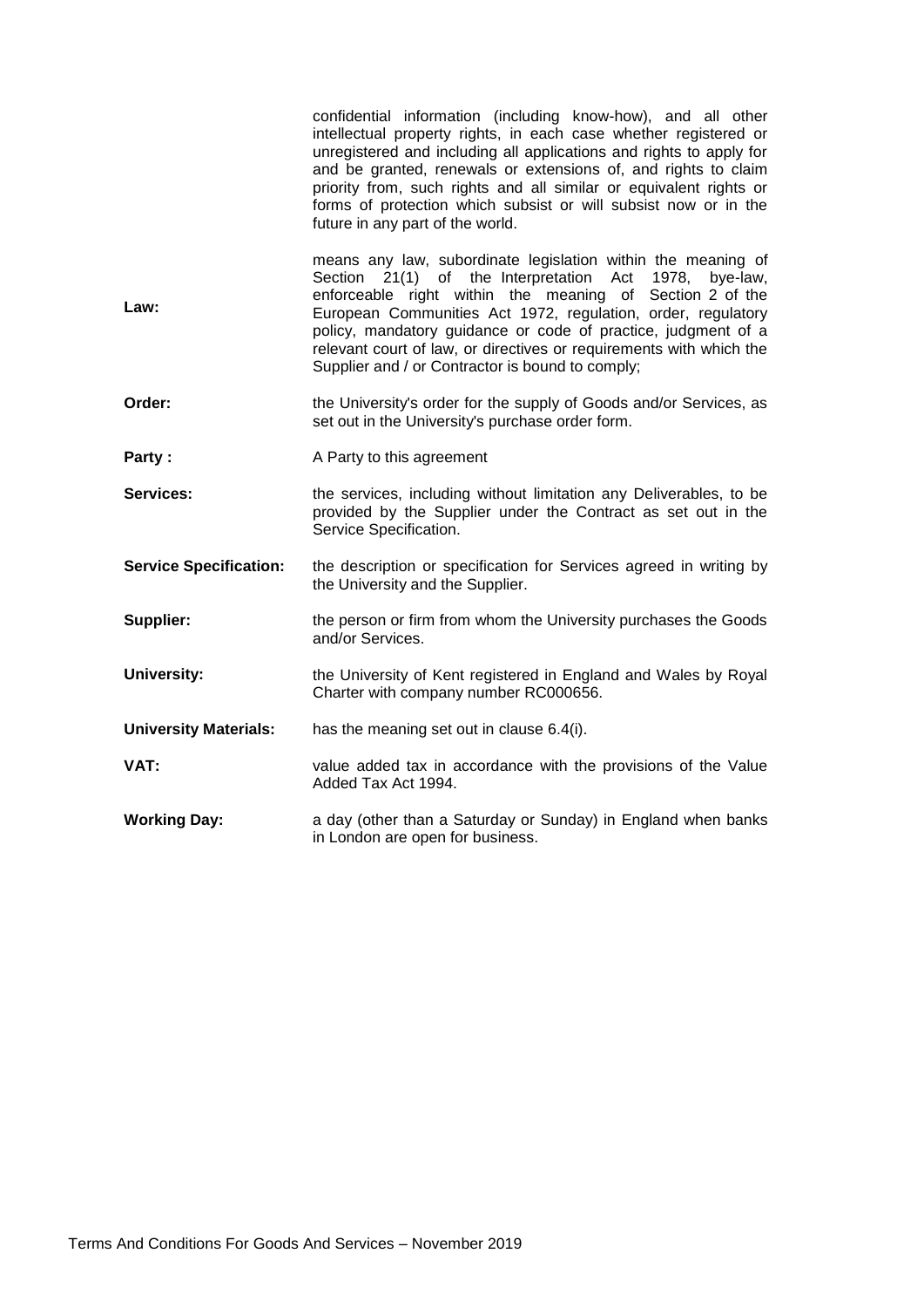| | |
|---|---|
| | confidential information (including know-how), and all other intellectual property rights, in each case whether registered or unregistered and including all applications and rights to apply for and be granted, renewals or extensions of, and rights to claim priority from, such rights and all similar or equivalent rights or forms of protection which subsist or will subsist now or in the future in any part of the world. |
| **Law:** | means any law, subordinate legislation within the meaning of Section 21(1) of the Interpretation Act 1978, bye-law, enforceable right within the meaning of Section 2 of the European Communities Act 1972, regulation, order, regulatory policy, mandatory guidance or code of practice, judgment of a relevant court of law, or directives or requirements with which the Supplier and / or Contractor is bound to comply; |
| **Order:** | the University's order for the supply of Goods and/or Services, as set out in the University's purchase order form. |
| **Party :** | A Party to this agreement |
| **Services:** | the services, including without limitation any Deliverables, to be provided by the Supplier under the Contract as set out in the Service Specification. |
| **Service Specification:** | the description or specification for Services agreed in writing by the University and the Supplier. |
| **Supplier:** | the person or firm from whom the University purchases the Goods and/or Services. |
| **University:** | the University of Kent registered in England and Wales by Royal Charter with company number RC000656. |
| **University Materials:** | has the meaning set out in clause 6.4(i). |
| **VAT:** | value added tax in accordance with the provisions of the Value Added Tax Act 1994. |
| **Working Day:** | a day (other than a Saturday or Sunday) in England when banks in London are open for business. |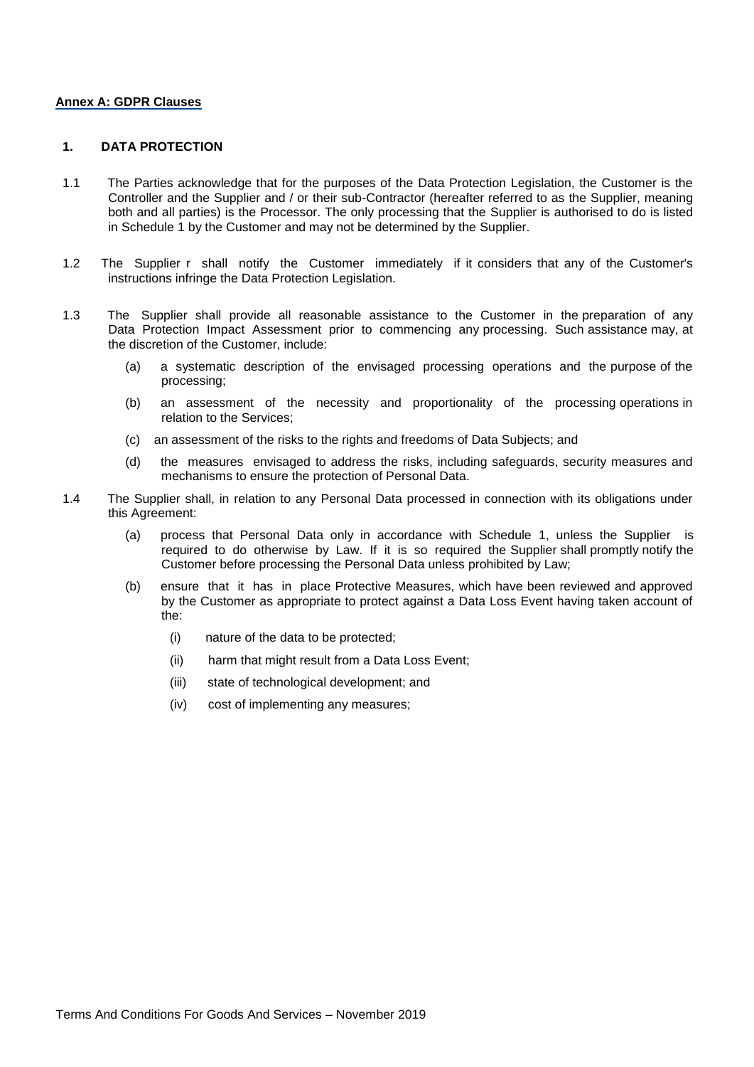**Annex A: GDPR Clauses**

**1. DATA PROTECTION**

1.1 The Parties acknowledge that for the purposes of the Data Protection Legislation, the Customer is the Controller and the Supplier and / or their sub-Contractor (hereafter referred to as the Supplier, meaning both and all parties) is the Processor. The only processing that the Supplier is authorised to do is listed in Schedule 1 by the Customer and may not be determined by the Supplier.

1.2 The Supplier r shall notify the Customer immediately if it considers that any of the Customer's instructions infringe the Data Protection Legislation.

1.3 The Supplier shall provide all reasonable assistance to the Customer in the preparation of any Data Protection Impact Assessment prior to commencing any processing. Such assistance may, at the discretion of the Customer, include:

(a) a systematic description of the envisaged processing operations and the purpose of the processing;

(b) an assessment of the necessity and proportionality of the processing operations in relation to the Services;

(c) an assessment of the risks to the rights and freedoms of Data Subjects; and

(d) the measures envisaged to address the risks, including safeguards, security measures and mechanisms to ensure the protection of Personal Data.

1.4 The Supplier shall, in relation to any Personal Data processed in connection with its obligations under this Agreement:

(a) process that Personal Data only in accordance with Schedule 1, unless the Supplier is required to do otherwise by Law. If it is so required the Supplier shall promptly notify the Customer before processing the Personal Data unless prohibited by Law;

(b) ensure that it has in place Protective Measures, which have been reviewed and approved by the Customer as appropriate to protect against a Data Loss Event having taken account of the:

(i) nature of the data to be protected;

(ii) harm that might result from a Data Loss Event;

(iii) state of technological development; and

(iv) cost of implementing any measures;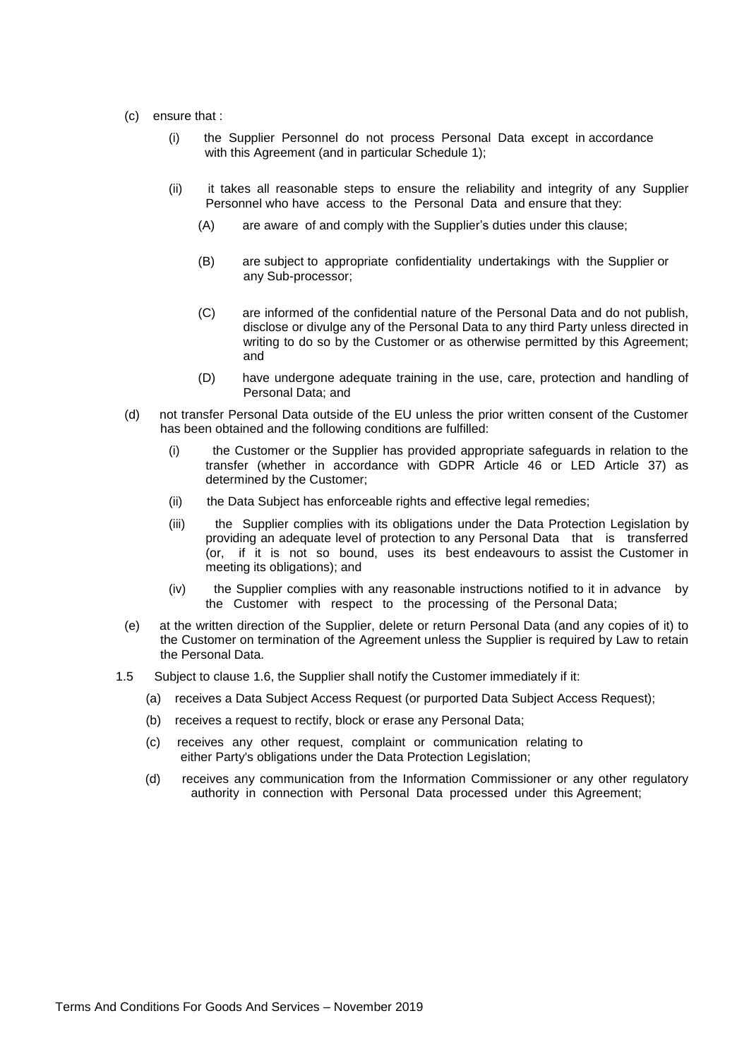(c) ensure that :

   (i) the Supplier Personnel do not process Personal Data except in accordance with this Agreement (and in particular Schedule 1);

   (ii) it takes all reasonable steps to ensure the reliability and integrity of any Supplier Personnel who have access to the Personal Data and ensure that they:

      (A) are aware of and comply with the Supplier's duties under this clause;

      (B) are subject to appropriate confidentiality undertakings with the Supplier or any Sub-processor;

      (C) are informed of the confidential nature of the Personal Data and do not publish, disclose or divulge any of the Personal Data to any third Party unless directed in writing to do so by the Customer or as otherwise permitted by this Agreement; and

      (D) have undergone adequate training in the use, care, protection and handling of Personal Data; and

(d) not transfer Personal Data outside of the EU unless the prior written consent of the Customer has been obtained and the following conditions are fulfilled:

   (i) the Customer or the Supplier has provided appropriate safeguards in relation to the transfer (whether in accordance with GDPR Article 46 or LED Article 37) as determined by the Customer;

   (ii) the Data Subject has enforceable rights and effective legal remedies;

   (iii) the Supplier complies with its obligations under the Data Protection Legislation by providing an adequate level of protection to any Personal Data that is transferred (or, if it is not so bound, uses its best endeavours to assist the Customer in meeting its obligations); and

   (iv) the Supplier complies with any reasonable instructions notified to it in advance by the Customer with respect to the processing of the Personal Data;

(e) at the written direction of the Supplier, delete or return Personal Data (and any copies of it) to the Customer on termination of the Agreement unless the Supplier is required by Law to retain the Personal Data.

1.5 Subject to clause 1.6, the Supplier shall notify the Customer immediately if it:

   (a) receives a Data Subject Access Request (or purported Data Subject Access Request);

   (b) receives a request to rectify, block or erase any Personal Data;

   (c) receives any other request, complaint or communication relating to either Party's obligations under the Data Protection Legislation;

   (d) receives any communication from the Information Commissioner or any other regulatory authority in connection with Personal Data processed under this Agreement;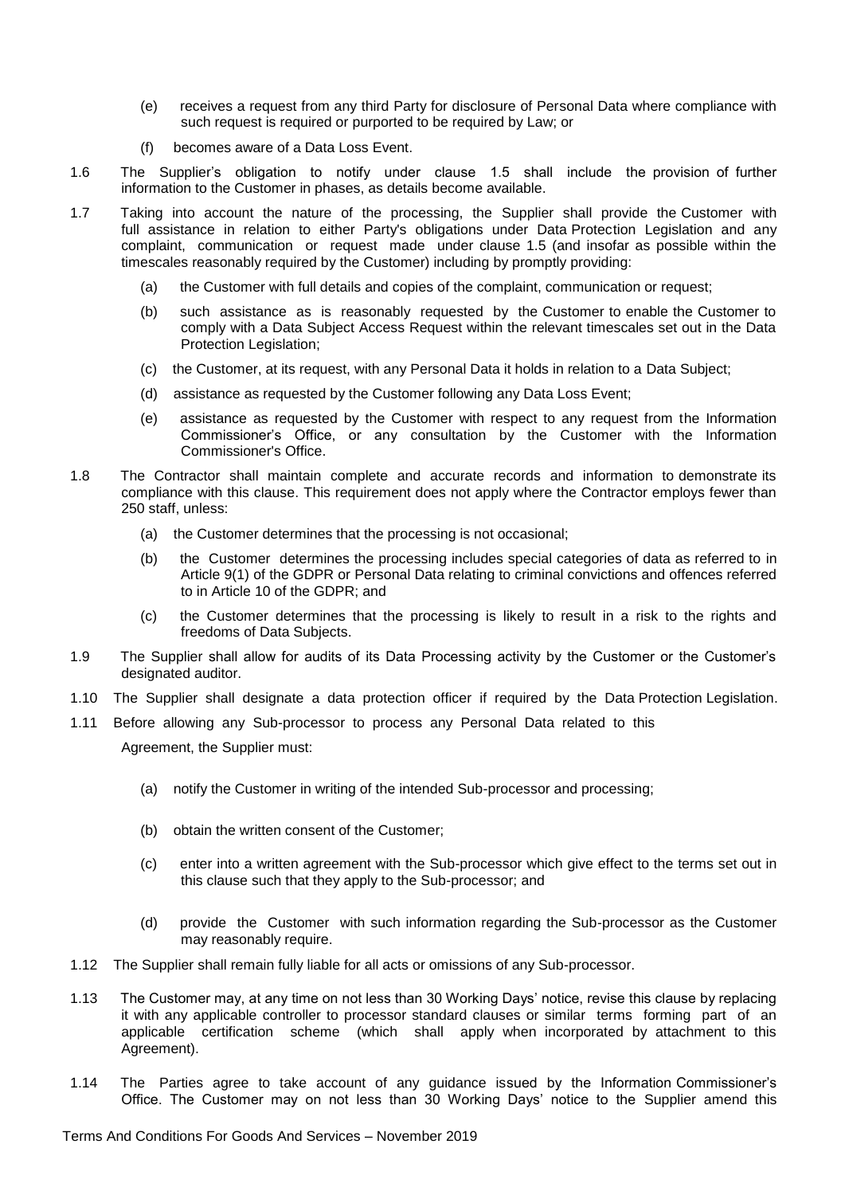(e) receives a request from any third Party for disclosure of Personal Data where compliance with such request is required or purported to be required by Law; or

(f) becomes aware of a Data Loss Event.

1.6 The Supplier's obligation to notify under clause 1.5 shall include the provision of further information to the Customer in phases, as details become available.

1.7 Taking into account the nature of the processing, the Supplier shall provide the Customer with full assistance in relation to either Party's obligations under Data Protection Legislation and any complaint, communication or request made under clause 1.5 (and insofar as possible within the timescales reasonably required by the Customer) including by promptly providing:

(a) the Customer with full details and copies of the complaint, communication or request;

(b) such assistance as is reasonably requested by the Customer to enable the Customer to comply with a Data Subject Access Request within the relevant timescales set out in the Data Protection Legislation;

(c) the Customer, at its request, with any Personal Data it holds in relation to a Data Subject;

(d) assistance as requested by the Customer following any Data Loss Event;

(e) assistance as requested by the Customer with respect to any request from the Information Commissioner's Office, or any consultation by the Customer with the Information Commissioner's Office.

1.8 The Contractor shall maintain complete and accurate records and information to demonstrate its compliance with this clause. This requirement does not apply where the Contractor employs fewer than 250 staff, unless:

(a) the Customer determines that the processing is not occasional;

(b) the Customer determines the processing includes special categories of data as referred to in Article 9(1) of the GDPR or Personal Data relating to criminal convictions and offences referred to in Article 10 of the GDPR; and

(c) the Customer determines that the processing is likely to result in a risk to the rights and freedoms of Data Subjects.

1.9 The Supplier shall allow for audits of its Data Processing activity by the Customer or the Customer's designated auditor.

1.10 The Supplier shall designate a data protection officer if required by the Data Protection Legislation.

1.11 Before allowing any Sub-processor to process any Personal Data related to this Agreement, the Supplier must:

(a) notify the Customer in writing of the intended Sub-processor and processing;

(b) obtain the written consent of the Customer;

(c) enter into a written agreement with the Sub-processor which give effect to the terms set out in this clause such that they apply to the Sub-processor; and

(d) provide the Customer with such information regarding the Sub-processor as the Customer may reasonably require.

1.12 The Supplier shall remain fully liable for all acts or omissions of any Sub-processor.

1.13 The Customer may, at any time on not less than 30 Working Days' notice, revise this clause by replacing it with any applicable controller to processor standard clauses or similar terms forming part of an applicable certification scheme (which shall apply when incorporated by attachment to this Agreement).

1.14 The Parties agree to take account of any guidance issued by the Information Commissioner's Office. The Customer may on not less than 30 Working Days' notice to the Supplier amend this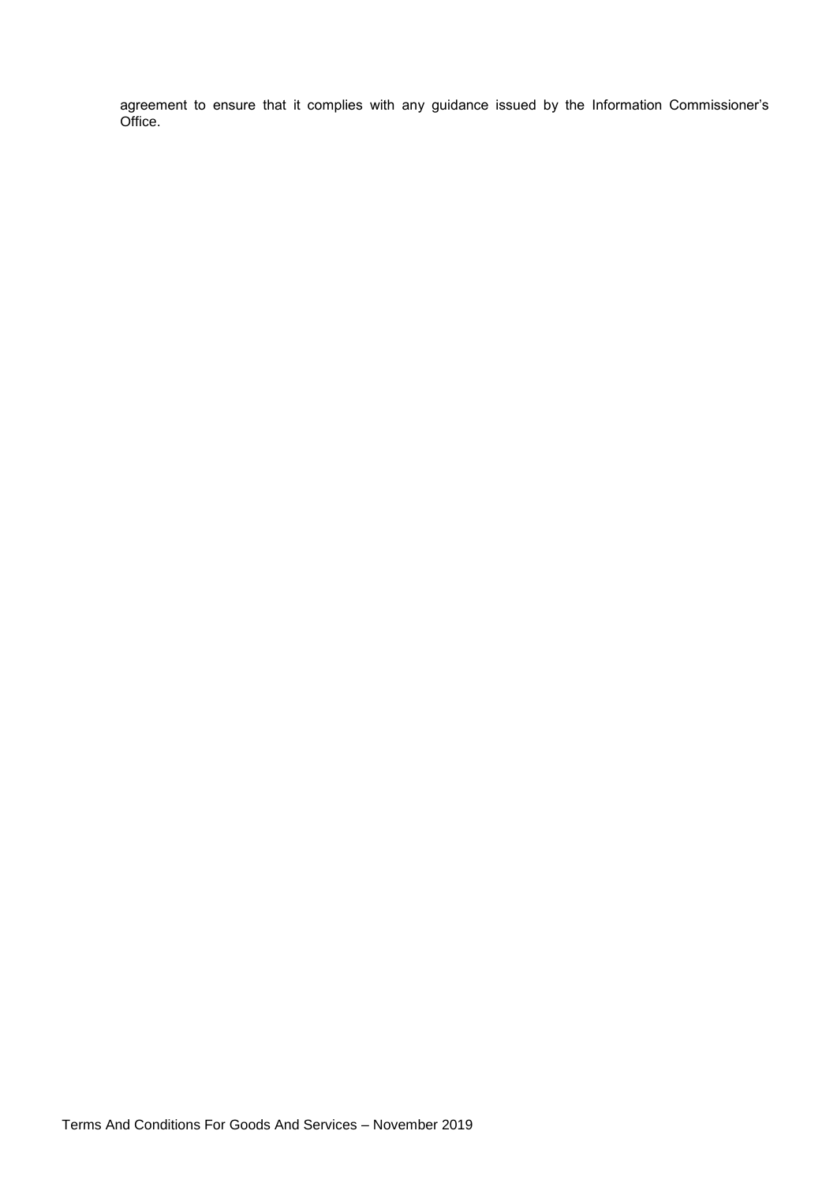agreement to ensure that it complies with any guidance issued by the Information Commissioner's Office.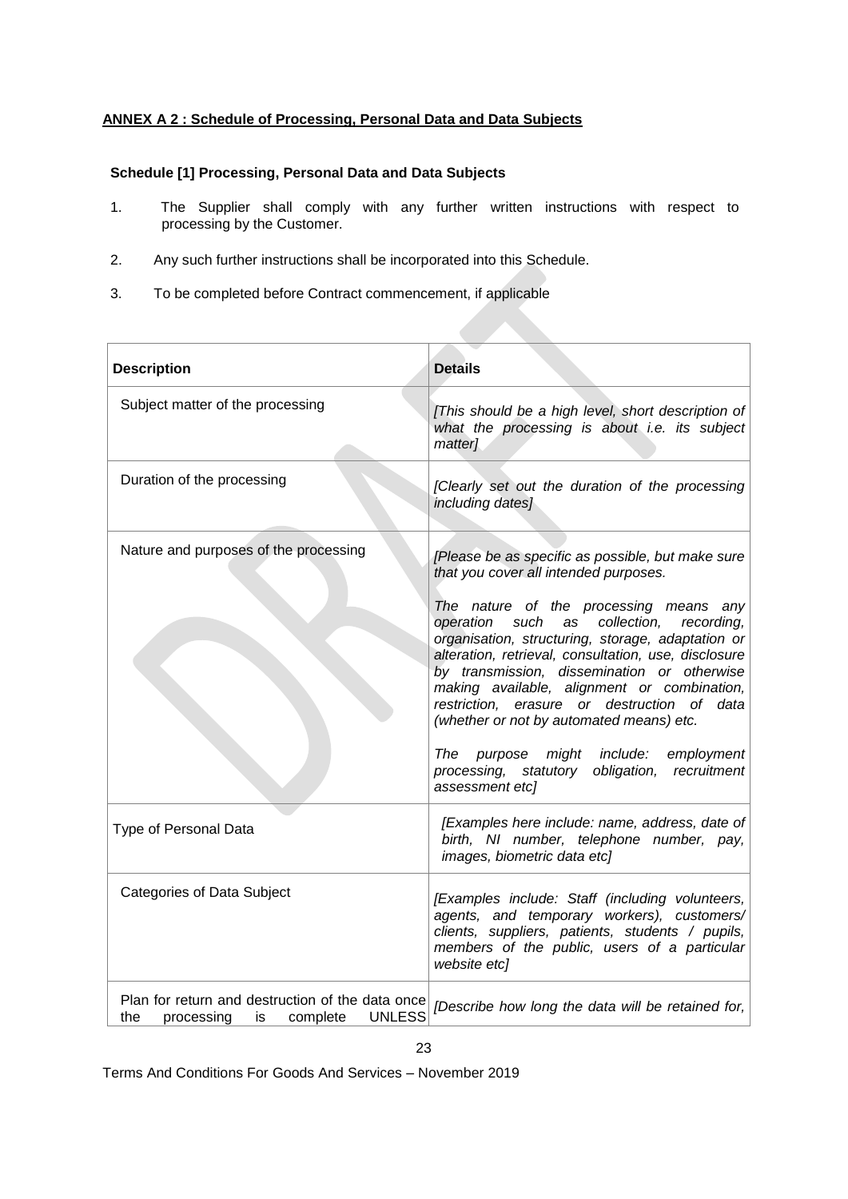**ANNEX A 2 : Schedule of Processing, Personal Data and Data Subjects**

**Schedule [1] Processing, Personal Data and Data Subjects**

1. The Supplier shall comply with any further written instructions with respect to processing by the Customer.
2. Any such further instructions shall be incorporated into this Schedule.
3. To be completed before Contract commencement, if applicable

| **Description** | **Details** |
|---|---|
| Subject matter of the processing | *[This should be a high level, short description of what the processing is about i.e. its subject matter]* |
| Duration of the processing | *[Clearly set out the duration of the processing including dates]* |
| Nature and purposes of the processing | *[Please be as specific as possible, but make sure that you cover all intended purposes.*<br><br>*The nature of the processing means any operation such as collection, recording, organisation, structuring, storage, adaptation or alteration, retrieval, consultation, use, disclosure by transmission, dissemination or otherwise making available, alignment or combination, restriction, erasure or destruction of data (whether or not by automated means) etc.*<br><br>*The purpose might include: employment processing, statutory obligation, recruitment assessment etc]* |
| Type of Personal Data | *[Examples here include: name, address, date of birth, NI number, telephone number, pay, images, biometric data etc]* |
| Categories of Data Subject | *[Examples include: Staff (including volunteers, agents, and temporary workers), customers/ clients, suppliers, patients, students / pupils, members of the public, users of a particular website etc]* |
| Plan for return and destruction of the data once the processing is complete UNLESS | *[Describe how long the data will be retained for,* |

Terms And Conditions For Goods And Services – November 2019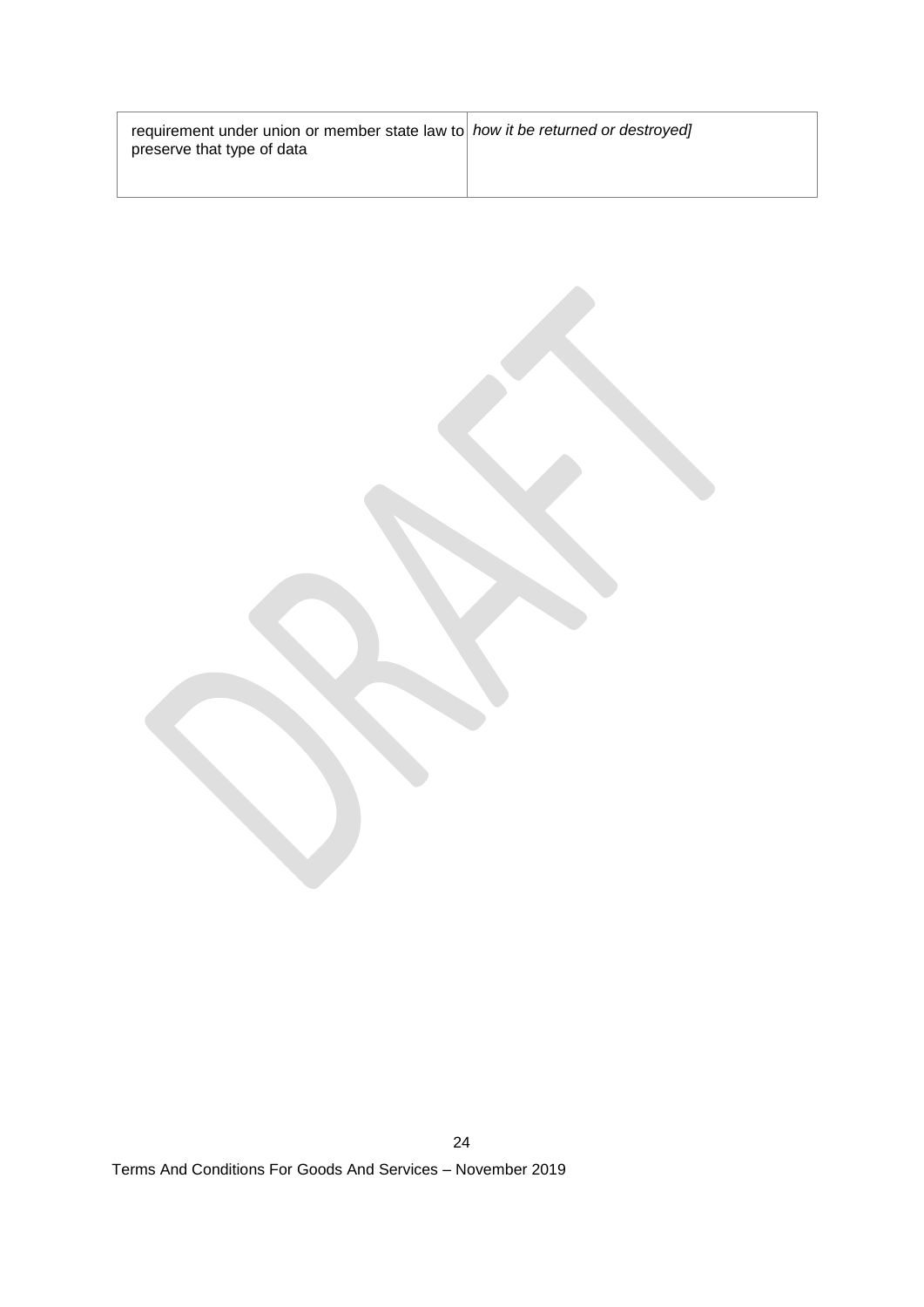| | |
|---|---|
| requirement under union or member state law to preserve that type of data | *how it be returned or destroyed]* |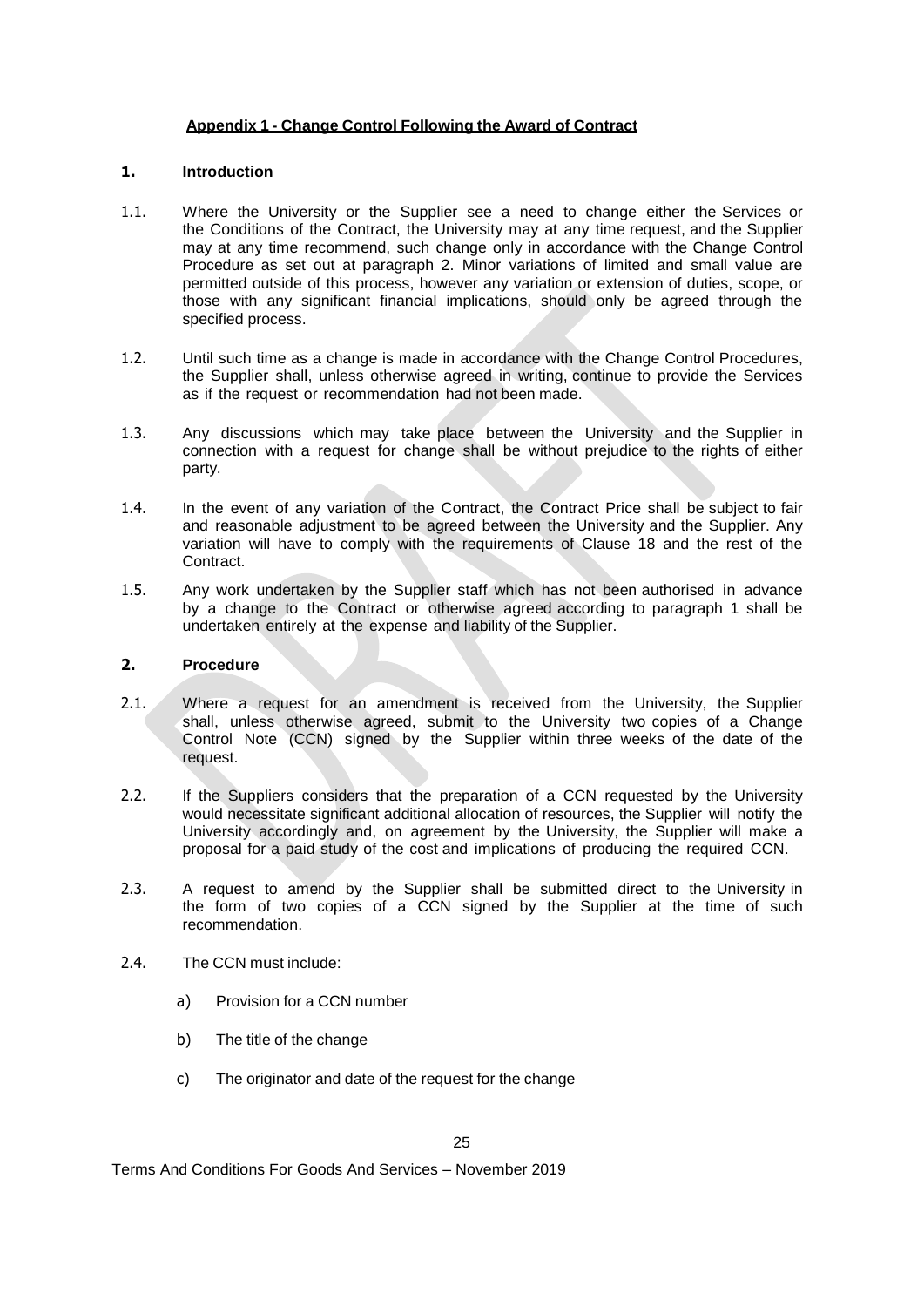**Appendix 1 - Change Control Following the Award of Contract**

## 1. Introduction

1.1. Where the University or the Supplier see a need to change either the Services or the Conditions of the Contract, the University may at any time request, and the Supplier may at any time recommend, such change only in accordance with the Change Control Procedure as set out at paragraph 2. Minor variations of limited and small value are permitted outside of this process, however any variation or extension of duties, scope, or those with any significant financial implications, should only be agreed through the specified process.

1.2. Until such time as a change is made in accordance with the Change Control Procedures, the Supplier shall, unless otherwise agreed in writing, continue to provide the Services as if the request or recommendation had not been made.

1.3. Any discussions which may take place between the University and the Supplier in connection with a request for change shall be without prejudice to the rights of either party.

1.4. In the event of any variation of the Contract, the Contract Price shall be subject to fair and reasonable adjustment to be agreed between the University and the Supplier. Any variation will have to comply with the requirements of Clause 18 and the rest of the Contract.

1.5. Any work undertaken by the Supplier staff which has not been authorised in advance by a change to the Contract or otherwise agreed according to paragraph 1 shall be undertaken entirely at the expense and liability of the Supplier.

## 2. Procedure

2.1. Where a request for an amendment is received from the University, the Supplier shall, unless otherwise agreed, submit to the University two copies of a Change Control Note (CCN) signed by the Supplier within three weeks of the date of the request.

2.2. If the Suppliers considers that the preparation of a CCN requested by the University would necessitate significant additional allocation of resources, the Supplier will notify the University accordingly and, on agreement by the University, the Supplier will make a proposal for a paid study of the cost and implications of producing the required CCN.

2.3. A request to amend by the Supplier shall be submitted direct to the University in the form of two copies of a CCN signed by the Supplier at the time of such recommendation.

2.4. The CCN must include:

a) Provision for a CCN number

b) The title of the change

c) The originator and date of the request for the change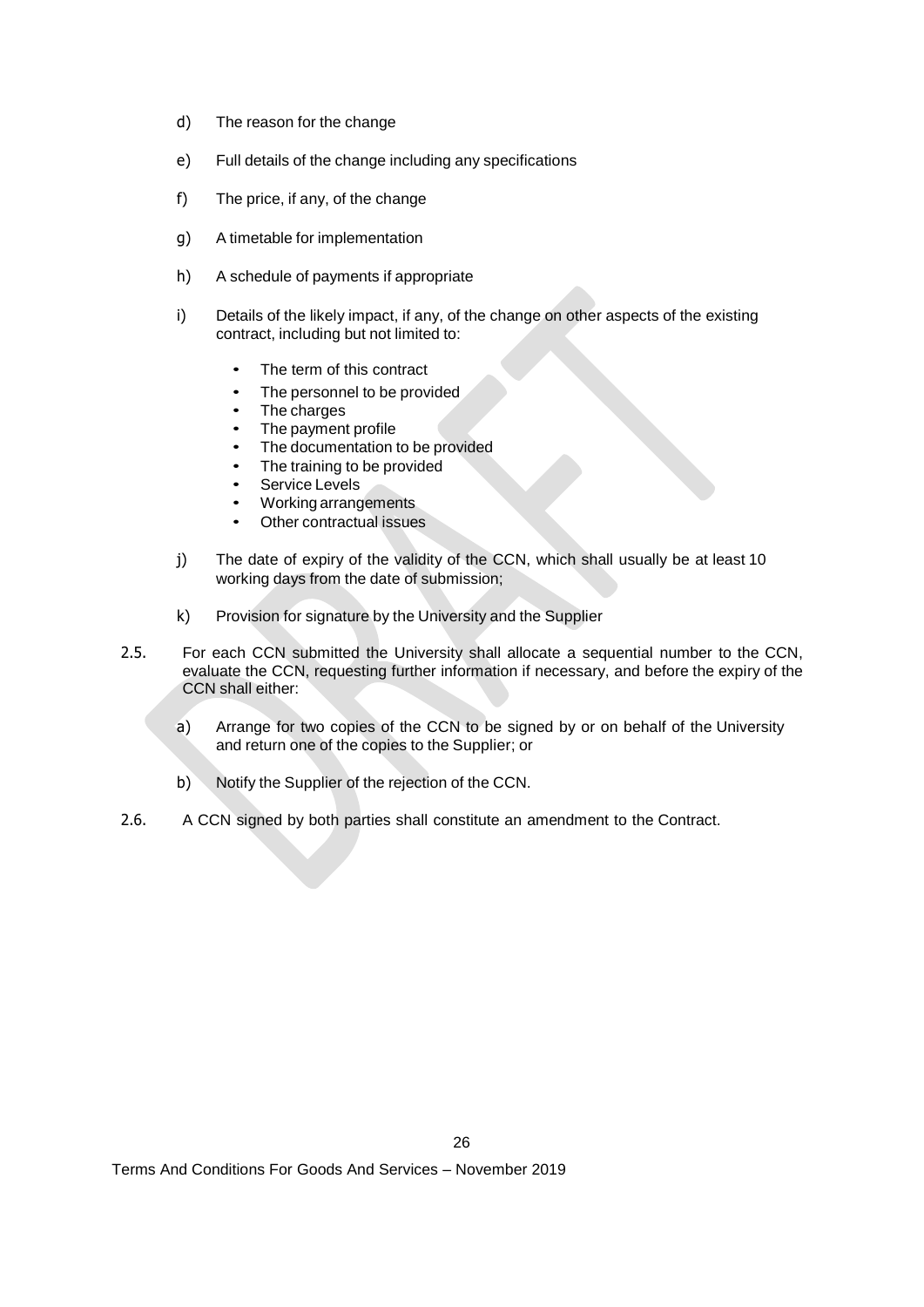d) The reason for the change

e) Full details of the change including any specifications

f) The price, if any, of the change

g) A timetable for implementation

h) A schedule of payments if appropriate

i) Details of the likely impact, if any, of the change on other aspects of the existing contract, including but not limited to:

- The term of this contract
- The personnel to be provided
- The charges
- The payment profile
- The documentation to be provided
- The training to be provided
- Service Levels
- Working arrangements
- Other contractual issues

j) The date of expiry of the validity of the CCN, which shall usually be at least 10 working days from the date of submission;

k) Provision for signature by the University and the Supplier

2.5. For each CCN submitted the University shall allocate a sequential number to the CCN, evaluate the CCN, requesting further information if necessary, and before the expiry of the CCN shall either:

a) Arrange for two copies of the CCN to be signed by or on behalf of the University and return one of the copies to the Supplier; or

b) Notify the Supplier of the rejection of the CCN.

2.6. A CCN signed by both parties shall constitute an amendment to the Contract.